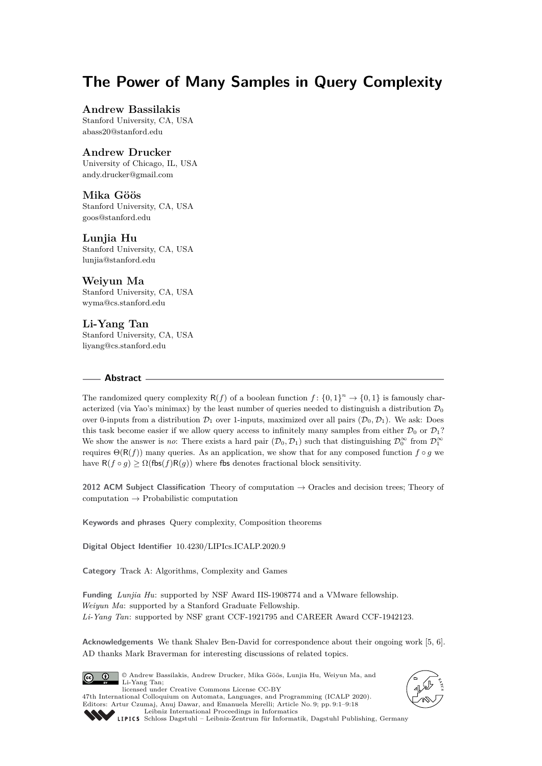# The Power of Many Samples in Query Complexity

**Andrew Bassilakis**
Stanford University, CA, USA
abass20@stanford.edu

**Andrew Drucker**
University of Chicago, IL, USA
andy.drucker@gmail.com

**Mika Göös**
Stanford University, CA, USA
goos@stanford.edu

**Lunjia Hu**
Stanford University, CA, USA
lunjia@stanford.edu

**Weiyun Ma**
Stanford University, CA, USA
wyma@cs.stanford.edu

**Li-Yang Tan**
Stanford University, CA, USA
liyang@cs.stanford.edu

## Abstract

The randomized query complexity $\mathsf{R}(f)$ of a boolean function $f\colon \{0,1\}^n \to \{0,1\}$ is famously characterized (via Yao's minimax) by the least number of queries needed to distinguish a distribution $\mathcal{D}_0$ over 0-inputs from a distribution $\mathcal{D}_1$ over 1-inputs, maximized over all pairs $(\mathcal{D}_0, \mathcal{D}_1)$. We ask: Does this task become easier if we allow query access to infinitely many samples from either $\mathcal{D}_0$ or $\mathcal{D}_1$? We show the answer is *no*: There exists a hard pair $(\mathcal{D}_0, \mathcal{D}_1)$ such that distinguishing $\mathcal{D}_0^\infty$ from $\mathcal{D}_1^\infty$ requires $\Theta(\mathsf{R}(f))$ many queries. As an application, we show that for any composed function $f \circ g$ we have $\mathsf{R}(f \circ g) \geq \Omega(\mathsf{fbs}(f)\mathsf{R}(g))$ where $\mathsf{fbs}$ denotes fractional block sensitivity.

**2012 ACM Subject Classification** Theory of computation → Oracles and decision trees; Theory of computation → Probabilistic computation

**Keywords and phrases** Query complexity, Composition theorems

**Digital Object Identifier** 10.4230/LIPIcs.ICALP.2020.9

**Category** Track A: Algorithms, Complexity and Games

**Funding** *Lunjia Hu*: supported by NSF Award IIS-1908774 and a VMware fellowship.
*Weiyun Ma*: supported by a Stanford Graduate Fellowship.
*Li-Yang Tan*: supported by NSF grant CCF-1921795 and CAREER Award CCF-1942123.

**Acknowledgements** We thank Shalev Ben-David for correspondence about their ongoing work [5, 6]. AD thanks Mark Braverman for interesting discussions of related topics.

© Andrew Bassilakis, Andrew Drucker, Mika Göös, Lunjia Hu, Weiyun Ma, and Li-Yang Tan;
licensed under Creative Commons License CC-BY
47th International Colloquium on Automata, Languages, and Programming (ICALP 2020).
Editors: Artur Czumaj, Anuj Dawar, and Emanuela Merelli; Article No. 9; pp. 9:1–9:18
Leibniz International Proceedings in Informatics
Schloss Dagstuhl – Leibniz-Zentrum für Informatik, Dagstuhl Publishing, Germany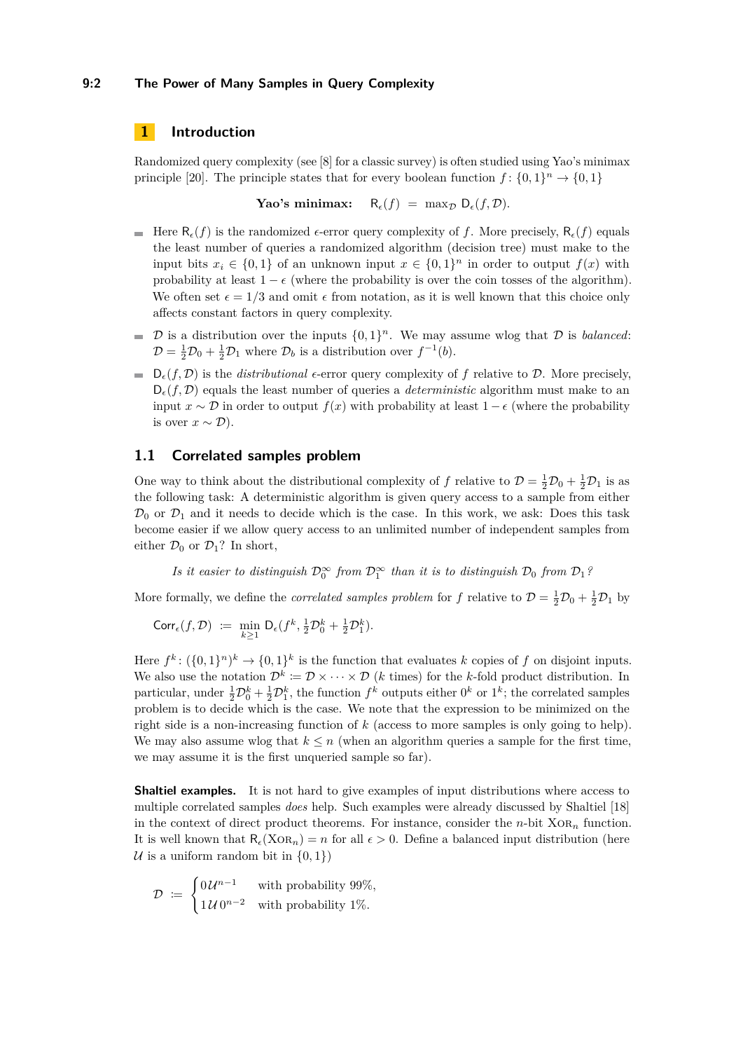# 1 Introduction

Randomized query complexity (see [8] for a classic survey) is often studied using Yao's minimax principle [20]. The principle states that for every boolean function $f\colon \{0,1\}^n \to \{0,1\}$

$$\textbf{Yao's minimax:} \quad \mathsf{R}_\epsilon(f) \;=\; \max_{\mathcal{D}} \mathsf{D}_\epsilon(f, \mathcal{D}).$$

- Here $\mathsf{R}_\epsilon(f)$ is the randomized $\epsilon$-error query complexity of $f$. More precisely, $\mathsf{R}_\epsilon(f)$ equals the least number of queries a randomized algorithm (decision tree) must make to the input bits $x_i \in \{0,1\}$ of an unknown input $x \in \{0,1\}^n$ in order to output $f(x)$ with probability at least $1-\epsilon$ (where the probability is over the coin tosses of the algorithm). We often set $\epsilon = 1/3$ and omit $\epsilon$ from notation, as it is well known that this choice only affects constant factors in query complexity.
- $\mathcal{D}$ is a distribution over the inputs $\{0,1\}^n$. We may assume wlog that $\mathcal{D}$ is *balanced*: $\mathcal{D} = \frac{1}{2}\mathcal{D}_0 + \frac{1}{2}\mathcal{D}_1$ where $\mathcal{D}_b$ is a distribution over $f^{-1}(b)$.
- $\mathsf{D}_\epsilon(f, \mathcal{D})$ is the *distributional* $\epsilon$-error query complexity of $f$ relative to $\mathcal{D}$. More precisely, $\mathsf{D}_\epsilon(f, \mathcal{D})$ equals the least number of queries a *deterministic* algorithm must make to an input $x \sim \mathcal{D}$ in order to output $f(x)$ with probability at least $1-\epsilon$ (where the probability is over $x \sim \mathcal{D}$).

## 1.1 Correlated samples problem

One way to think about the distributional complexity of $f$ relative to $\mathcal{D} = \frac{1}{2}\mathcal{D}_0 + \frac{1}{2}\mathcal{D}_1$ is as the following task: A deterministic algorithm is given query access to a sample from either $\mathcal{D}_0$ or $\mathcal{D}_1$ and it needs to decide which is the case. In this work, we ask: Does this task become easier if we allow query access to an unlimited number of independent samples from either $\mathcal{D}_0$ or $\mathcal{D}_1$? In short,

*Is it easier to distinguish $\mathcal{D}_0^\infty$ from $\mathcal{D}_1^\infty$ than it is to distinguish $\mathcal{D}_0$ from $\mathcal{D}_1$?*

More formally, we define the *correlated samples problem* for $f$ relative to $\mathcal{D} = \frac{1}{2}\mathcal{D}_0 + \frac{1}{2}\mathcal{D}_1$ by

$$\mathsf{Corr}_\epsilon(f, \mathcal{D}) \;\coloneqq\; \min_{k \geq 1} \mathsf{D}_\epsilon(f^k, \tfrac{1}{2}\mathcal{D}_0^k + \tfrac{1}{2}\mathcal{D}_1^k).$$

Here $f^k\colon (\{0,1\}^n)^k \to \{0,1\}^k$ is the function that evaluates $k$ copies of $f$ on disjoint inputs. We also use the notation $\mathcal{D}^k \coloneqq \mathcal{D} \times \cdots \times \mathcal{D}$ ($k$ times) for the $k$-fold product distribution. In particular, under $\frac{1}{2}\mathcal{D}_0^k + \frac{1}{2}\mathcal{D}_1^k$, the function $f^k$ outputs either $0^k$ or $1^k$; the correlated samples problem is to decide which is the case. We note that the expression to be minimized on the right side is a non-increasing function of $k$ (access to more samples is only going to help). We may also assume wlog that $k \leq n$ (when an algorithm queries a sample for the first time, we may assume it is the first unqueried sample so far).

**Shaltiel examples.** It is not hard to give examples of input distributions where access to multiple correlated samples *does* help. Such examples were already discussed by Shaltiel [18] in the context of direct product theorems. For instance, consider the $n$-bit $\textsc{Xor}_n$ function. It is well known that $\mathsf{R}_\epsilon(\textsc{Xor}_n) = n$ for all $\epsilon > 0$. Define a balanced input distribution (here $\mathcal{U}$ is a uniform random bit in $\{0,1\}$)

$$\mathcal{D} \;\coloneqq\; \begin{cases} 0\,\mathcal{U}^{n-1} & \text{with probability } 99\%, \\ 1\,\mathcal{U}\,0^{n-2} & \text{with probability } 1\%. \end{cases}$$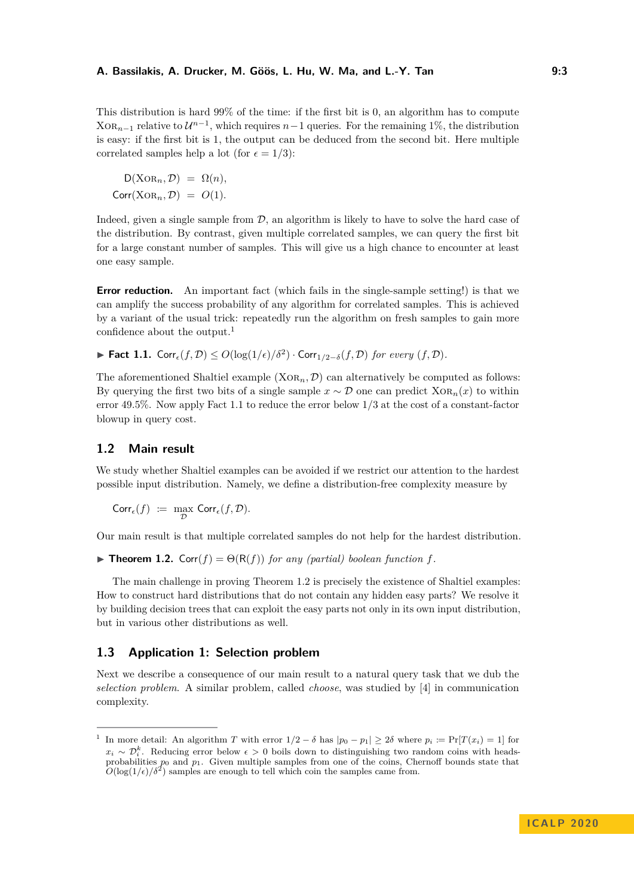This distribution is hard 99% of the time: if the first bit is 0, an algorithm has to compute $\textsc{Xor}_{n-1}$ relative to $\mathcal{U}^{n-1}$, which requires $n-1$ queries. For the remaining 1%, the distribution is easy: if the first bit is 1, the output can be deduced from the second bit. Here multiple correlated samples help a lot (for $\epsilon = 1/3$):

$$\begin{aligned}\mathsf{D}(\textsc{Xor}_n, \mathcal{D}) &= \Omega(n),\\ \mathsf{Corr}(\textsc{Xor}_n, \mathcal{D}) &= O(1).\end{aligned}$$

Indeed, given a single sample from $\mathcal{D}$, an algorithm is likely to have to solve the hard case of the distribution. By contrast, given multiple correlated samples, we can query the first bit for a large constant number of samples. This will give us a high chance to encounter at least one easy sample.

**Error reduction.** An important fact (which fails in the single-sample setting!) is that we can amplify the success probability of any algorithm for correlated samples. This is achieved by a variant of the usual trick: repeatedly run the algorithm on fresh samples to gain more confidence about the output.[1]

▶ **Fact 1.1.** *$\mathsf{Corr}_\epsilon(f, \mathcal{D}) \le O(\log(1/\epsilon)/\delta^2) \cdot \mathsf{Corr}_{1/2-\delta}(f, \mathcal{D})$ for every $(f, \mathcal{D})$.*

The aforementioned Shaltiel example $(\textsc{Xor}_n, \mathcal{D})$ can alternatively be computed as follows: By querying the first two bits of a single sample $x \sim \mathcal{D}$ one can predict $\textsc{Xor}_n(x)$ to within error 49.5%. Now apply Fact 1.1 to reduce the error below $1/3$ at the cost of a constant-factor blowup in query cost.

## 1.2 Main result

We study whether Shaltiel examples can be avoided if we restrict our attention to the hardest possible input distribution. Namely, we define a distribution-free complexity measure by

$$\mathsf{Corr}_\epsilon(f) \;:=\; \max_{\mathcal{D}} \mathsf{Corr}_\epsilon(f, \mathcal{D}).$$

Our main result is that multiple correlated samples do not help for the hardest distribution.

▶ **Theorem 1.2.** *$\mathsf{Corr}(f) = \Theta(\mathsf{R}(f))$ for any (partial) boolean function $f$.*

The main challenge in proving Theorem 1.2 is precisely the existence of Shaltiel examples: How to construct hard distributions that do not contain any hidden easy parts? We resolve it by building decision trees that can exploit the easy parts not only in its own input distribution, but in various other distributions as well.

## 1.3 Application 1: Selection problem

Next we describe a consequence of our main result to a natural query task that we dub the *selection problem*. A similar problem, called *choose*, was studied by [4] in communication complexity.

---

[1] In more detail: An algorithm $T$ with error $1/2 - \delta$ has $|p_0 - p_1| \ge 2\delta$ where $p_i := \Pr[T(x_i) = 1]$ for $x_i \sim \mathcal{D}_i^k$. Reducing error below $\epsilon > 0$ boils down to distinguishing two random coins with heads-probabilities $p_0$ and $p_1$. Given multiple samples from one of the coins, Chernoff bounds state that $O(\log(1/\epsilon)/\delta^2)$ samples are enough to tell which coin the samples came from.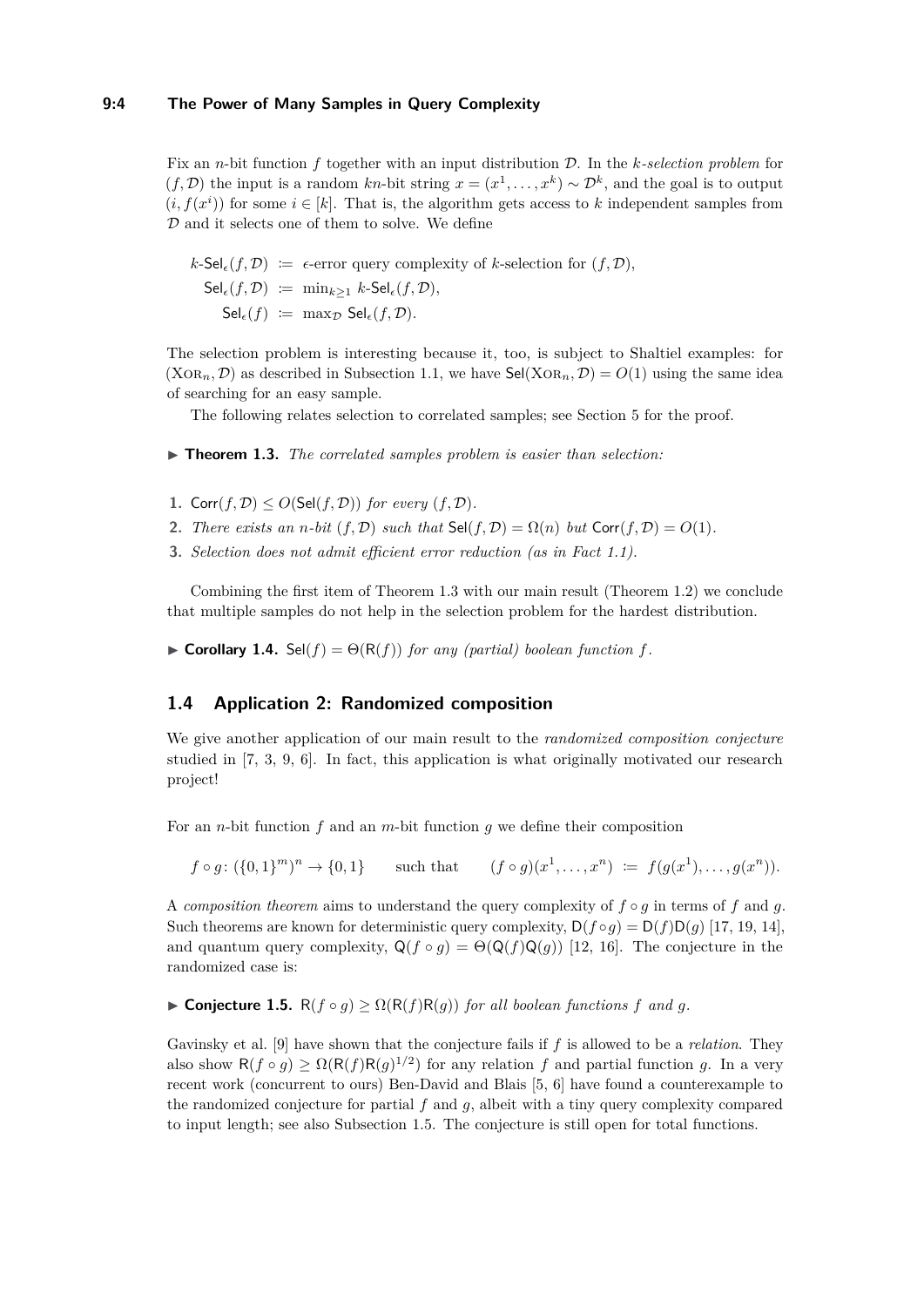Fix an $n$-bit function $f$ together with an input distribution $\mathcal{D}$. In the *$k$-selection problem* for $(f, \mathcal{D})$ the input is a random $kn$-bit string $x = (x^1, \ldots, x^k) \sim \mathcal{D}^k$, and the goal is to output $(i, f(x^i))$ for some $i \in [k]$. That is, the algorithm gets access to $k$ independent samples from $\mathcal{D}$ and it selects one of them to solve. We define

$$\begin{aligned}
k\text{-}\mathsf{Sel}_\epsilon(f, \mathcal{D}) &\coloneqq \epsilon\text{-error query complexity of } k\text{-selection for } (f, \mathcal{D}),\\
\mathsf{Sel}_\epsilon(f, \mathcal{D}) &\coloneqq \min\nolimits_{k \geq 1} k\text{-}\mathsf{Sel}_\epsilon(f, \mathcal{D}),\\
\mathsf{Sel}_\epsilon(f) &\coloneqq \max\nolimits_{\mathcal{D}} \mathsf{Sel}_\epsilon(f, \mathcal{D}).
\end{aligned}$$

The selection problem is interesting because it, too, is subject to Shaltiel examples: for $(\textsc{Xor}_n, \mathcal{D})$ as described in Subsection 1.1, we have $\mathsf{Sel}(\textsc{Xor}_n, \mathcal{D}) = O(1)$ using the same idea of searching for an easy sample.

The following relates selection to correlated samples; see Section 5 for the proof.

▶ **Theorem 1.3.** *The correlated samples problem is easier than selection:*

1. $\mathsf{Corr}(f, \mathcal{D}) \leq O(\mathsf{Sel}(f, \mathcal{D}))$ *for every* $(f, \mathcal{D})$.
2. *There exists an $n$-bit $(f, \mathcal{D})$ such that* $\mathsf{Sel}(f, \mathcal{D}) = \Omega(n)$ *but* $\mathsf{Corr}(f, \mathcal{D}) = O(1)$.
3. *Selection does not admit efficient error reduction (as in Fact 1.1).*

Combining the first item of Theorem 1.3 with our main result (Theorem 1.2) we conclude that multiple samples do not help in the selection problem for the hardest distribution.

▶ **Corollary 1.4.** $\mathsf{Sel}(f) = \Theta(\mathsf{R}(f))$ *for any (partial) boolean function $f$.*

## 1.4 Application 2: Randomized composition

We give another application of our main result to the *randomized composition conjecture* studied in [7, 3, 9, 6]. In fact, this application is what originally motivated our research project!

For an $n$-bit function $f$ and an $m$-bit function $g$ we define their composition

$$f \circ g \colon (\{0,1\}^m)^n \to \{0,1\} \qquad \text{such that} \qquad (f \circ g)(x^1, \ldots, x^n) \coloneqq f(g(x^1), \ldots, g(x^n)).$$

A *composition theorem* aims to understand the query complexity of $f \circ g$ in terms of $f$ and $g$. Such theorems are known for deterministic query complexity, $\mathsf{D}(f \circ g) = \mathsf{D}(f)\mathsf{D}(g)$ [17, 19, 14], and quantum query complexity, $\mathsf{Q}(f \circ g) = \Theta(\mathsf{Q}(f)\mathsf{Q}(g))$ [12, 16]. The conjecture in the randomized case is:

▶ **Conjecture 1.5.** $\mathsf{R}(f \circ g) \geq \Omega(\mathsf{R}(f)\mathsf{R}(g))$ *for all boolean functions $f$ and $g$.*

Gavinsky et al. [9] have shown that the conjecture fails if $f$ is allowed to be a *relation*. They also show $\mathsf{R}(f \circ g) \geq \Omega(\mathsf{R}(f)\mathsf{R}(g)^{1/2})$ for any relation $f$ and partial function $g$. In a very recent work (concurrent to ours) Ben-David and Blais [5, 6] have found a counterexample to the randomized conjecture for partial $f$ and $g$, albeit with a tiny query complexity compared to input length; see also Subsection 1.5. The conjecture is still open for total functions.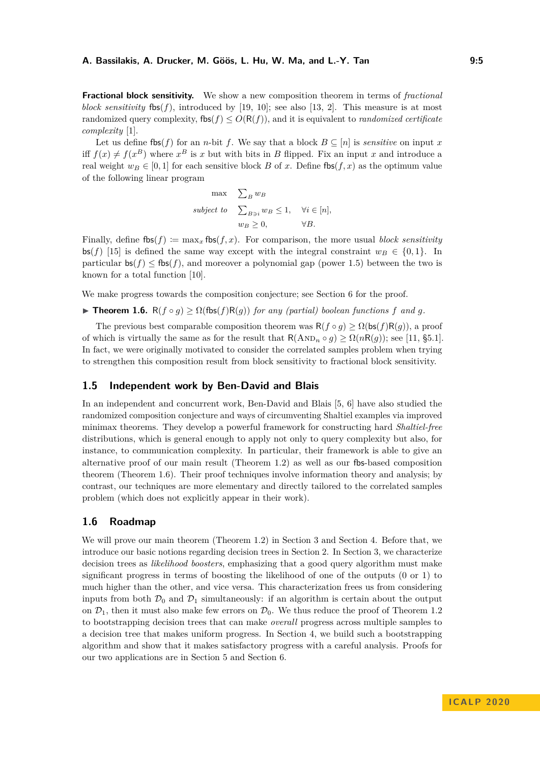**Fractional block sensitivity.** We show a new composition theorem in terms of *fractional block sensitivity* $\mathsf{fbs}(f)$, introduced by [19, 10]; see also [13, 2]. This measure is at most randomized query complexity, $\mathsf{fbs}(f) \le O(\mathsf{R}(f))$, and it is equivalent to *randomized certificate complexity* [1].

Let us define $\mathsf{fbs}(f)$ for an $n$-bit $f$. We say that a block $B \subseteq [n]$ is *sensitive* on input $x$ iff $f(x) \neq f(x^B)$ where $x^B$ is $x$ but with bits in $B$ flipped. Fix an input $x$ and introduce a real weight $w_B \in [0,1]$ for each sensitive block $B$ of $x$. Define $\mathsf{fbs}(f,x)$ as the optimum value of the following linear program

$$\begin{array}{rll} \max & \sum_B w_B & \\ \textit{subject to} & \sum_{B \ni i} w_B \le 1, & \forall i \in [n], \\ & w_B \ge 0, & \forall B. \end{array}$$

Finally, define $\mathsf{fbs}(f) := \max_x \mathsf{fbs}(f,x)$. For comparison, the more usual *block sensitivity* $\mathsf{bs}(f)$ [15] is defined the same way except with the integral constraint $w_B \in \{0,1\}$. In particular $\mathsf{bs}(f) \le \mathsf{fbs}(f)$, and moreover a polynomial gap (power 1.5) between the two is known for a total function [10].

We make progress towards the composition conjecture; see Section 6 for the proof.

▶ **Theorem 1.6.** $\mathsf{R}(f \circ g) \ge \Omega(\mathsf{fbs}(f)\mathsf{R}(g))$ *for any (partial) boolean functions $f$ and $g$.*

The previous best comparable composition theorem was $\mathsf{R}(f \circ g) \ge \Omega(\mathsf{bs}(f)\mathsf{R}(g))$, a proof of which is virtually the same as for the result that $\mathsf{R}(\textsc{And}_n \circ g) \ge \Omega(n\mathsf{R}(g))$; see [11, §5.1]. In fact, we were originally motivated to consider the correlated samples problem when trying to strengthen this composition result from block sensitivity to fractional block sensitivity.

## 1.5 Independent work by Ben-David and Blais

In an independent and concurrent work, Ben-David and Blais [5, 6] have also studied the randomized composition conjecture and ways of circumventing Shaltiel examples via improved minimax theorems. They develop a powerful framework for constructing hard *Shaltiel-free* distributions, which is general enough to apply not only to query complexity but also, for instance, to communication complexity. In particular, their framework is able to give an alternative proof of our main result (Theorem 1.2) as well as our $\mathsf{fbs}$-based composition theorem (Theorem 1.6). Their proof techniques involve information theory and analysis; by contrast, our techniques are more elementary and directly tailored to the correlated samples problem (which does not explicitly appear in their work).

## 1.6 Roadmap

We will prove our main theorem (Theorem 1.2) in Section 3 and Section 4. Before that, we introduce our basic notions regarding decision trees in Section 2. In Section 3, we characterize decision trees as *likelihood boosters*, emphasizing that a good query algorithm must make significant progress in terms of boosting the likelihood of one of the outputs (0 or 1) to much higher than the other, and vice versa. This characterization frees us from considering inputs from both $\mathcal{D}_0$ and $\mathcal{D}_1$ simultaneously: if an algorithm is certain about the output on $\mathcal{D}_1$, then it must also make few errors on $\mathcal{D}_0$. We thus reduce the proof of Theorem 1.2 to bootstrapping decision trees that can make *overall* progress across multiple samples to a decision tree that makes uniform progress. In Section 4, we build such a bootstrapping algorithm and show that it makes satisfactory progress with a careful analysis. Proofs for our two applications are in Section 5 and Section 6.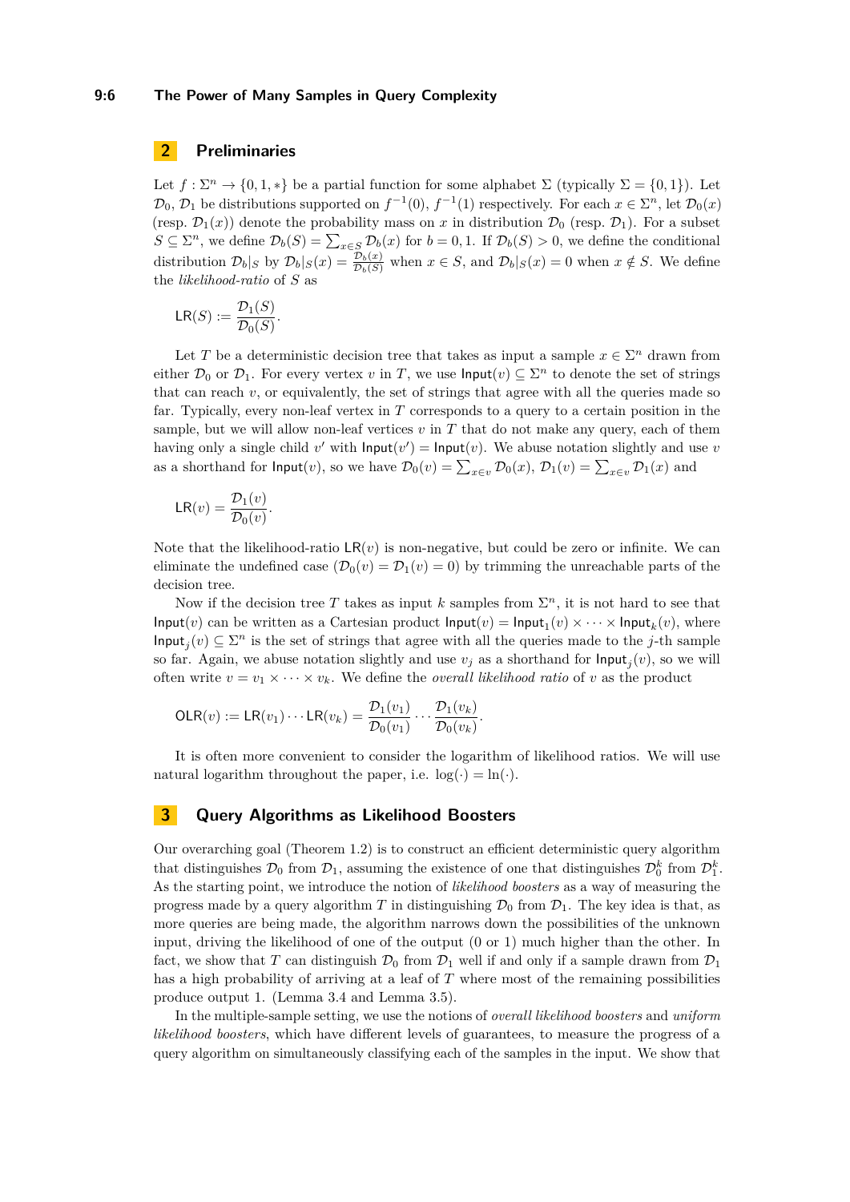## 2 Preliminaries

Let $f : \Sigma^n \to \{0, 1, *\}$ be a partial function for some alphabet $\Sigma$ (typically $\Sigma = \{0, 1\}$). Let $\mathcal{D}_0$, $\mathcal{D}_1$ be distributions supported on $f^{-1}(0)$, $f^{-1}(1)$ respectively. For each $x \in \Sigma^n$, let $\mathcal{D}_0(x)$ (resp. $\mathcal{D}_1(x)$) denote the probability mass on $x$ in distribution $\mathcal{D}_0$ (resp. $\mathcal{D}_1$). For a subset $S \subseteq \Sigma^n$, we define $\mathcal{D}_b(S) = \sum_{x \in S} \mathcal{D}_b(x)$ for $b = 0, 1$. If $\mathcal{D}_b(S) > 0$, we define the conditional distribution $\mathcal{D}_b|_S$ by $\mathcal{D}_b|_S(x) = \frac{\mathcal{D}_b(x)}{\mathcal{D}_b(S)}$ when $x \in S$, and $\mathcal{D}_b|_S(x) = 0$ when $x \notin S$. We define the *likelihood-ratio* of $S$ as

$$\mathsf{LR}(S) := \frac{\mathcal{D}_1(S)}{\mathcal{D}_0(S)}.$$

Let $T$ be a deterministic decision tree that takes as input a sample $x \in \Sigma^n$ drawn from either $\mathcal{D}_0$ or $\mathcal{D}_1$. For every vertex $v$ in $T$, we use $\mathsf{Input}(v) \subseteq \Sigma^n$ to denote the set of strings that can reach $v$, or equivalently, the set of strings that agree with all the queries made so far. Typically, every non-leaf vertex in $T$ corresponds to a query to a certain position in the sample, but we will allow non-leaf vertices $v$ in $T$ that do not make any query, each of them having only a single child $v'$ with $\mathsf{Input}(v') = \mathsf{Input}(v)$. We abuse notation slightly and use $v$ as a shorthand for $\mathsf{Input}(v)$, so we have $\mathcal{D}_0(v) = \sum_{x \in v} \mathcal{D}_0(x)$, $\mathcal{D}_1(v) = \sum_{x \in v} \mathcal{D}_1(x)$ and

$$\mathsf{LR}(v) = \frac{\mathcal{D}_1(v)}{\mathcal{D}_0(v)}.$$

Note that the likelihood-ratio $\mathsf{LR}(v)$ is non-negative, but could be zero or infinite. We can eliminate the undefined case ($\mathcal{D}_0(v) = \mathcal{D}_1(v) = 0$) by trimming the unreachable parts of the decision tree.

Now if the decision tree $T$ takes as input $k$ samples from $\Sigma^n$, it is not hard to see that $\mathsf{Input}(v)$ can be written as a Cartesian product $\mathsf{Input}(v) = \mathsf{Input}_1(v) \times \cdots \times \mathsf{Input}_k(v)$, where $\mathsf{Input}_j(v) \subseteq \Sigma^n$ is the set of strings that agree with all the queries made to the $j$-th sample so far. Again, we abuse notation slightly and use $v_j$ as a shorthand for $\mathsf{Input}_j(v)$, so we will often write $v = v_1 \times \cdots \times v_k$. We define the *overall likelihood ratio* of $v$ as the product

$$\mathsf{OLR}(v) := \mathsf{LR}(v_1) \cdots \mathsf{LR}(v_k) = \frac{\mathcal{D}_1(v_1)}{\mathcal{D}_0(v_1)} \cdots \frac{\mathcal{D}_1(v_k)}{\mathcal{D}_0(v_k)}.$$

It is often more convenient to consider the logarithm of likelihood ratios. We will use natural logarithm throughout the paper, i.e. $\log(\cdot) = \ln(\cdot)$.

## 3 Query Algorithms as Likelihood Boosters

Our overarching goal (Theorem 1.2) is to construct an efficient deterministic query algorithm that distinguishes $\mathcal{D}_0$ from $\mathcal{D}_1$, assuming the existence of one that distinguishes $\mathcal{D}_0^k$ from $\mathcal{D}_1^k$. As the starting point, we introduce the notion of *likelihood boosters* as a way of measuring the progress made by a query algorithm $T$ in distinguishing $\mathcal{D}_0$ from $\mathcal{D}_1$. The key idea is that, as more queries are being made, the algorithm narrows down the possibilities of the unknown input, driving the likelihood of one of the output (0 or 1) much higher than the other. In fact, we show that $T$ can distinguish $\mathcal{D}_0$ from $\mathcal{D}_1$ well if and only if a sample drawn from $\mathcal{D}_1$ has a high probability of arriving at a leaf of $T$ where most of the remaining possibilities produce output 1. (Lemma 3.4 and Lemma 3.5).

In the multiple-sample setting, we use the notions of *overall likelihood boosters* and *uniform likelihood boosters*, which have different levels of guarantees, to measure the progress of a query algorithm on simultaneously classifying each of the samples in the input. We show that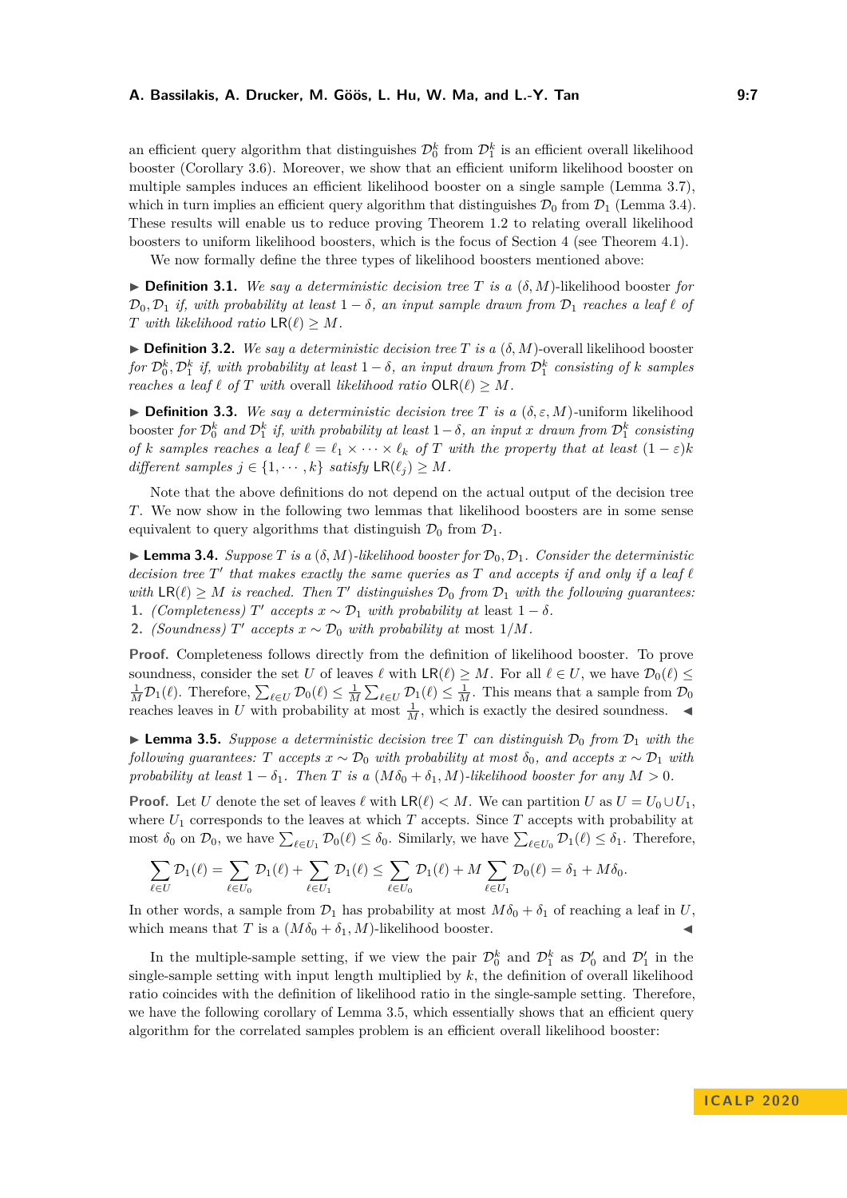an efficient query algorithm that distinguishes $\mathcal{D}_0^k$ from $\mathcal{D}_1^k$ is an efficient overall likelihood booster (Corollary 3.6). Moreover, we show that an efficient uniform likelihood booster on multiple samples induces an efficient likelihood booster on a single sample (Lemma 3.7), which in turn implies an efficient query algorithm that distinguishes $\mathcal{D}_0$ from $\mathcal{D}_1$ (Lemma 3.4). These results will enable us to reduce proving Theorem 1.2 to relating overall likelihood boosters to uniform likelihood boosters, which is the focus of Section 4 (see Theorem 4.1).

We now formally define the three types of likelihood boosters mentioned above:

▶ **Definition 3.1.** *We say a deterministic decision tree $T$ is a $(\delta, M)$-*likelihood booster *for $\mathcal{D}_0, \mathcal{D}_1$ if, with probability at least $1-\delta$, an input sample drawn from $\mathcal{D}_1$ reaches a leaf $\ell$ of $T$ with likelihood ratio $\mathsf{LR}(\ell) \geq M$.*

▶ **Definition 3.2.** *We say a deterministic decision tree $T$ is a $(\delta, M)$-*overall likelihood booster *for $\mathcal{D}_0^k, \mathcal{D}_1^k$ if, with probability at least $1-\delta$, an input drawn from $\mathcal{D}_1^k$ consisting of $k$ samples reaches a leaf $\ell$ of $T$ with* overall *likelihood ratio $\mathsf{OLR}(\ell) \geq M$.*

▶ **Definition 3.3.** *We say a deterministic decision tree $T$ is a $(\delta, \varepsilon, M)$-*uniform likelihood booster *for $\mathcal{D}_0^k$ and $\mathcal{D}_1^k$ if, with probability at least $1-\delta$, an input $x$ drawn from $\mathcal{D}_1^k$ consisting of $k$ samples reaches a leaf $\ell = \ell_1 \times \cdots \times \ell_k$ of $T$ with the property that at least $(1-\varepsilon)k$ different samples $j \in \{1, \cdots, k\}$ satisfy $\mathsf{LR}(\ell_j) \geq M$.*

Note that the above definitions do not depend on the actual output of the decision tree $T$. We now show in the following two lemmas that likelihood boosters are in some sense equivalent to query algorithms that distinguish $\mathcal{D}_0$ from $\mathcal{D}_1$.

▶ **Lemma 3.4.** *Suppose $T$ is a $(\delta, M)$-likelihood booster for $\mathcal{D}_0, \mathcal{D}_1$. Consider the deterministic decision tree $T'$ that makes exactly the same queries as $T$ and accepts if and only if a leaf $\ell$ with $\mathsf{LR}(\ell) \geq M$ is reached. Then $T'$ distinguishes $\mathcal{D}_0$ from $\mathcal{D}_1$ with the following guarantees:*

1. *(Completeness) $T'$ accepts $x \sim \mathcal{D}_1$ with probability at* least *$1-\delta$.*
2. *(Soundness) $T'$ accepts $x \sim \mathcal{D}_0$ with probability at* most *$1/M$.*

**Proof.** Completeness follows directly from the definition of likelihood booster. To prove soundness, consider the set $U$ of leaves $\ell$ with $\mathsf{LR}(\ell) \geq M$. For all $\ell \in U$, we have $\mathcal{D}_0(\ell) \leq \frac{1}{M}\mathcal{D}_1(\ell)$. Therefore, $\sum_{\ell \in U} \mathcal{D}_0(\ell) \leq \frac{1}{M}\sum_{\ell \in U} \mathcal{D}_1(\ell) \leq \frac{1}{M}$. This means that a sample from $\mathcal{D}_0$ reaches leaves in $U$ with probability at most $\frac{1}{M}$, which is exactly the desired soundness. ◀

▶ **Lemma 3.5.** *Suppose a deterministic decision tree $T$ can distinguish $\mathcal{D}_0$ from $\mathcal{D}_1$ with the following guarantees: $T$ accepts $x \sim \mathcal{D}_0$ with probability at most $\delta_0$, and accepts $x \sim \mathcal{D}_1$ with probability at least $1-\delta_1$. Then $T$ is a $(M\delta_0 + \delta_1, M)$-likelihood booster for any $M > 0$.*

**Proof.** Let $U$ denote the set of leaves $\ell$ with $\mathsf{LR}(\ell) < M$. We can partition $U$ as $U = U_0 \cup U_1$, where $U_1$ corresponds to the leaves at which $T$ accepts. Since $T$ accepts with probability at most $\delta_0$ on $\mathcal{D}_0$, we have $\sum_{\ell \in U_1} \mathcal{D}_0(\ell) \leq \delta_0$. Similarly, we have $\sum_{\ell \in U_0} \mathcal{D}_1(\ell) \leq \delta_1$. Therefore,

$$\sum_{\ell \in U} \mathcal{D}_1(\ell) = \sum_{\ell \in U_0} \mathcal{D}_1(\ell) + \sum_{\ell \in U_1} \mathcal{D}_1(\ell) \leq \sum_{\ell \in U_0} \mathcal{D}_1(\ell) + M \sum_{\ell \in U_1} \mathcal{D}_0(\ell) = \delta_1 + M\delta_0.$$

In other words, a sample from $\mathcal{D}_1$ has probability at most $M\delta_0 + \delta_1$ of reaching a leaf in $U$, which means that $T$ is a $(M\delta_0 + \delta_1, M)$-likelihood booster. ◀

In the multiple-sample setting, if we view the pair $\mathcal{D}_0^k$ and $\mathcal{D}_1^k$ as $\mathcal{D}_0'$ and $\mathcal{D}_1'$ in the single-sample setting with input length multiplied by $k$, the definition of overall likelihood ratio coincides with the definition of likelihood ratio in the single-sample setting. Therefore, we have the following corollary of Lemma 3.5, which essentially shows that an efficient query algorithm for the correlated samples problem is an efficient overall likelihood booster: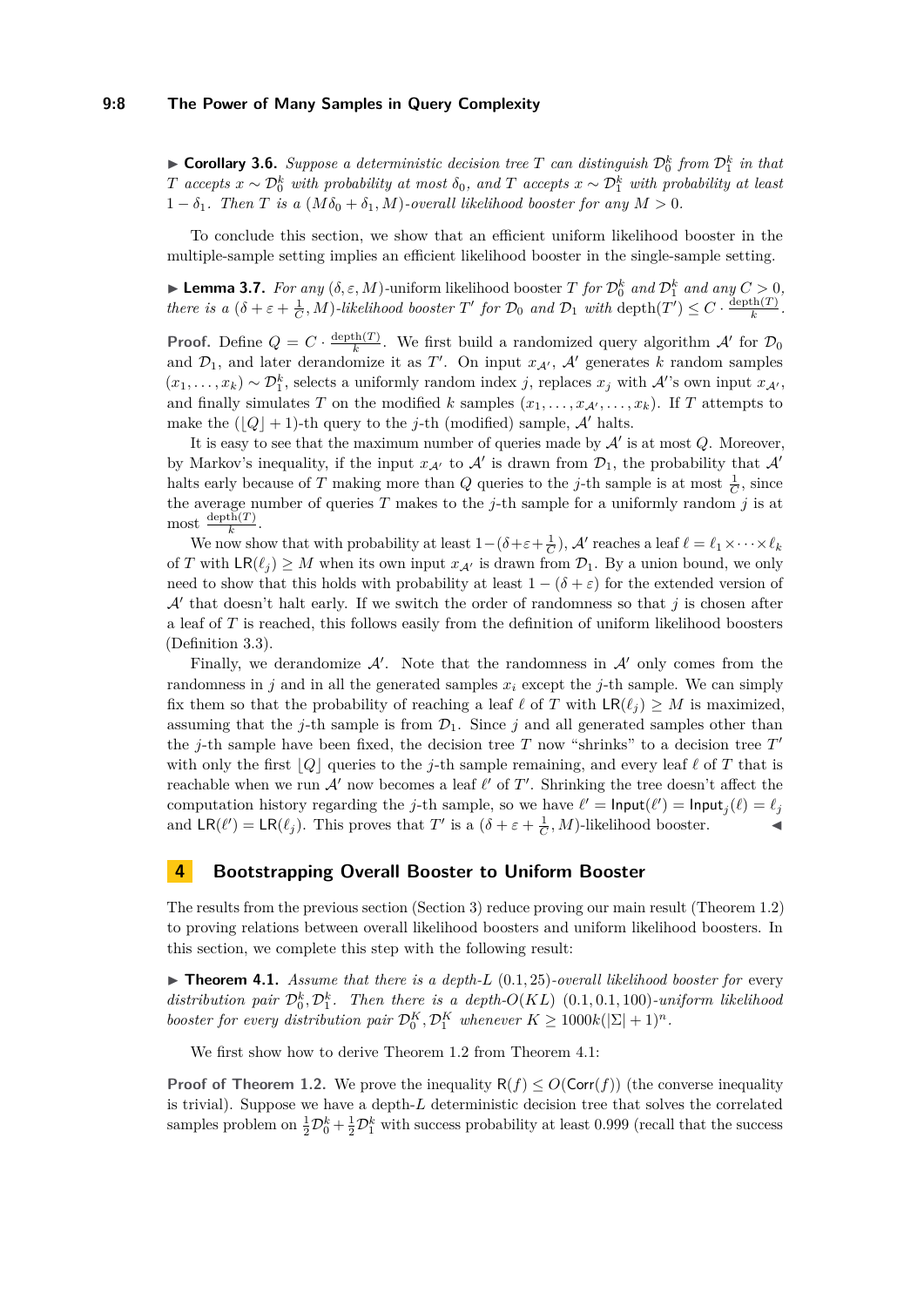▶ **Corollary 3.6.** *Suppose a deterministic decision tree $T$ can distinguish $\mathcal{D}_0^k$ from $\mathcal{D}_1^k$ in that $T$ accepts $x \sim \mathcal{D}_0^k$ with probability at most $\delta_0$, and $T$ accepts $x \sim \mathcal{D}_1^k$ with probability at least $1 - \delta_1$. Then $T$ is a $(M\delta_0 + \delta_1, M)$-overall likelihood booster for any $M > 0$.*

To conclude this section, we show that an efficient uniform likelihood booster in the multiple-sample setting implies an efficient likelihood booster in the single-sample setting.

▶ **Lemma 3.7.** *For any $(\delta, \varepsilon, M)$-uniform likelihood booster $T$ for $\mathcal{D}_0^k$ and $\mathcal{D}_1^k$ and any $C > 0$, there is a $(\delta + \varepsilon + \frac{1}{C}, M)$-likelihood booster $T'$ for $\mathcal{D}_0$ and $\mathcal{D}_1$ with $\mathrm{depth}(T') \le C \cdot \frac{\mathrm{depth}(T)}{k}$.*

**Proof.** Define $Q = C \cdot \frac{\mathrm{depth}(T)}{k}$. We first build a randomized query algorithm $\mathcal{A}'$ for $\mathcal{D}_0$ and $\mathcal{D}_1$, and later derandomize it as $T'$. On input $x_{\mathcal{A}'}$, $\mathcal{A}'$ generates $k$ random samples $(x_1, \ldots, x_k) \sim \mathcal{D}_1^k$, selects a uniformly random index $j$, replaces $x_j$ with $\mathcal{A}'$'s own input $x_{\mathcal{A}'}$, and finally simulates $T$ on the modified $k$ samples $(x_1, \ldots, x_{\mathcal{A}'}, \ldots, x_k)$. If $T$ attempts to make the $(\lfloor Q \rfloor + 1)$-th query to the $j$-th (modified) sample, $\mathcal{A}'$ halts.

It is easy to see that the maximum number of queries made by $\mathcal{A}'$ is at most $Q$. Moreover, by Markov's inequality, if the input $x_{\mathcal{A}'}$ to $\mathcal{A}'$ is drawn from $\mathcal{D}_1$, the probability that $\mathcal{A}'$ halts early because of $T$ making more than $Q$ queries to the $j$-th sample is at most $\frac{1}{C}$, since the average number of queries $T$ makes to the $j$-th sample for a uniformly random $j$ is at most $\frac{\mathrm{depth}(T)}{k}$.

We now show that with probability at least $1-(\delta+\varepsilon+\frac{1}{C})$, $\mathcal{A}'$ reaches a leaf $\ell = \ell_1 \times \cdots \times \ell_k$ of $T$ with $\mathsf{LR}(\ell_j) \ge M$ when its own input $x_{\mathcal{A}'}$ is drawn from $\mathcal{D}_1$. By a union bound, we only need to show that this holds with probability at least $1 - (\delta + \varepsilon)$ for the extended version of $\mathcal{A}'$ that doesn't halt early. If we switch the order of randomness so that $j$ is chosen after a leaf of $T$ is reached, this follows easily from the definition of uniform likelihood boosters (Definition 3.3).

Finally, we derandomize $\mathcal{A}'$. Note that the randomness in $\mathcal{A}'$ only comes from the randomness in $j$ and in all the generated samples $x_i$ except the $j$-th sample. We can simply fix them so that the probability of reaching a leaf $\ell$ of $T$ with $\mathsf{LR}(\ell_j) \ge M$ is maximized, assuming that the $j$-th sample is from $\mathcal{D}_1$. Since $j$ and all generated samples other than the $j$-th sample have been fixed, the decision tree $T$ now "shrinks" to a decision tree $T'$ with only the first $\lfloor Q \rfloor$ queries to the $j$-th sample remaining, and every leaf $\ell$ of $T$ that is reachable when we run $\mathcal{A}'$ now becomes a leaf $\ell'$ of $T'$. Shrinking the tree doesn't affect the computation history regarding the $j$-th sample, so we have $\ell' = \mathsf{Input}(\ell') = \mathsf{Input}_j(\ell) = \ell_j$ and $\mathsf{LR}(\ell') = \mathsf{LR}(\ell_j)$. This proves that $T'$ is a $(\delta + \varepsilon + \frac{1}{C}, M)$-likelihood booster. ◀

## 4 Bootstrapping Overall Booster to Uniform Booster

The results from the previous section (Section 3) reduce proving our main result (Theorem 1.2) to proving relations between overall likelihood boosters and uniform likelihood boosters. In this section, we complete this step with the following result:

▶ **Theorem 4.1.** *Assume that there is a depth-$L$ $(0.1, 25)$-overall likelihood booster for* every *distribution pair $\mathcal{D}_0^k, \mathcal{D}_1^k$. Then there is a depth-$O(KL)$ $(0.1, 0.1, 100)$-uniform likelihood booster for every distribution pair $\mathcal{D}_0^K, \mathcal{D}_1^K$ whenever $K \ge 1000k(|\Sigma| + 1)^n$.*

We first show how to derive Theorem 1.2 from Theorem 4.1:

**Proof of Theorem 1.2.** We prove the inequality $\mathsf{R}(f) \le O(\mathsf{Corr}(f))$ (the converse inequality is trivial). Suppose we have a depth-$L$ deterministic decision tree that solves the correlated samples problem on $\frac{1}{2}\mathcal{D}_0^k + \frac{1}{2}\mathcal{D}_1^k$ with success probability at least 0.999 (recall that the success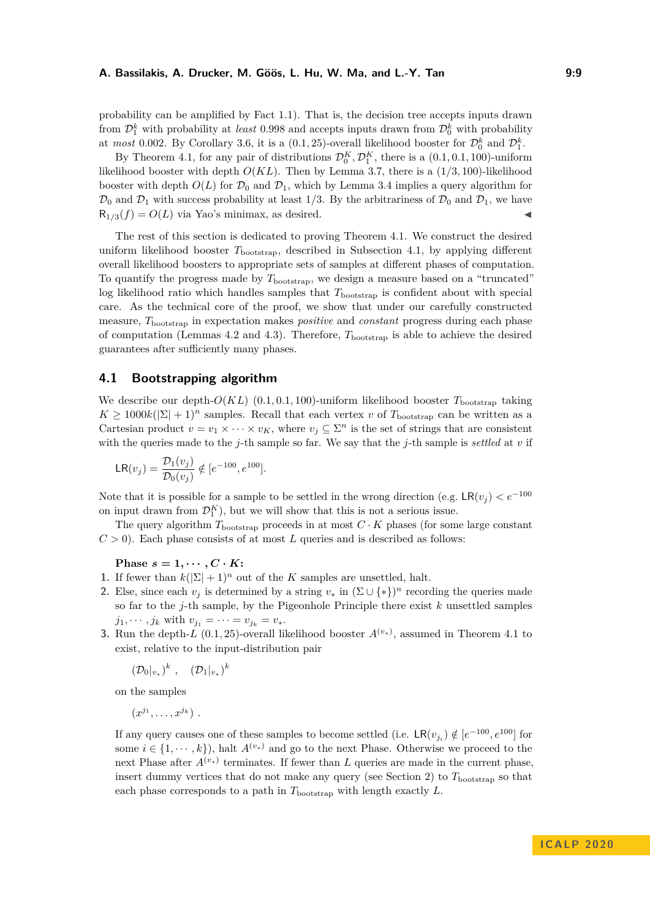probability can be amplified by Fact 1.1). That is, the decision tree accepts inputs drawn from $\mathcal{D}_1^k$ with probability at *least* 0.998 and accepts inputs drawn from $\mathcal{D}_0^k$ with probability at *most* 0.002. By Corollary 3.6, it is a $(0.1, 25)$-overall likelihood booster for $\mathcal{D}_0^k$ and $\mathcal{D}_1^k$.

By Theorem 4.1, for any pair of distributions $\mathcal{D}_0^K, \mathcal{D}_1^K$, there is a $(0.1, 0.1, 100)$-uniform likelihood booster with depth $O(KL)$. Then by Lemma 3.7, there is a $(1/3, 100)$-likelihood booster with depth $O(L)$ for $\mathcal{D}_0$ and $\mathcal{D}_1$, which by Lemma 3.4 implies a query algorithm for $\mathcal{D}_0$ and $\mathcal{D}_1$ with success probability at least $1/3$. By the arbitrariness of $\mathcal{D}_0$ and $\mathcal{D}_1$, we have $\mathsf{R}_{1/3}(f) = O(L)$ via Yao's minimax, as desired. ◀

The rest of this section is dedicated to proving Theorem 4.1. We construct the desired uniform likelihood booster $T_{\text{bootstrap}}$, described in Subsection 4.1, by applying different overall likelihood boosters to appropriate sets of samples at different phases of computation. To quantify the progress made by $T_{\text{bootstrap}}$, we design a measure based on a "truncated" log likelihood ratio which handles samples that $T_{\text{bootstrap}}$ is confident about with special care. As the technical core of the proof, we show that under our carefully constructed measure, $T_{\text{bootstrap}}$ in expectation makes *positive* and *constant* progress during each phase of computation (Lemmas 4.2 and 4.3). Therefore, $T_{\text{bootstrap}}$ is able to achieve the desired guarantees after sufficiently many phases.

## 4.1 Bootstrapping algorithm

We describe our depth-$O(KL)$ $(0.1, 0.1, 100)$-uniform likelihood booster $T_{\text{bootstrap}}$ taking $K \geq 1000k(|\Sigma|+1)^n$ samples. Recall that each vertex $v$ of $T_{\text{bootstrap}}$ can be written as a Cartesian product $v = v_1 \times \cdots \times v_K$, where $v_j \subseteq \Sigma^n$ is the set of strings that are consistent with the queries made to the $j$-th sample so far. We say that the $j$-th sample is *settled* at $v$ if

$$\mathsf{LR}(v_j) = \frac{\mathcal{D}_1(v_j)}{\mathcal{D}_0(v_j)} \notin [e^{-100}, e^{100}].$$

Note that it is possible for a sample to be settled in the wrong direction (e.g. $\mathsf{LR}(v_j) < e^{-100}$ on input drawn from $\mathcal{D}_1^K$), but we will show that this is not a serious issue.

The query algorithm $T_{\text{bootstrap}}$ proceeds in at most $C \cdot K$ phases (for some large constant $C > 0$). Each phase consists of at most $L$ queries and is described as follows:

**Phase $s = 1, \cdots, C \cdot K$:**

1. If fewer than $k(|\Sigma|+1)^n$ out of the $K$ samples are unsettled, halt.
2. Else, since each $v_j$ is determined by a string $v_*$ in $(\Sigma \cup \{*\})^n$ recording the queries made so far to the $j$-th sample, by the Pigeonhole Principle there exist $k$ unsettled samples $j_1, \cdots, j_k$ with $v_{j_1} = \cdots = v_{j_k} = v_*$.
3. Run the depth-$L$ $(0.1, 25)$-overall likelihood booster $A^{(v_*)}$, assumed in Theorem 4.1 to exist, relative to the input-distribution pair

   $$(\mathcal{D}_0|_{v_*})^k\ , \quad (\mathcal{D}_1|_{v_*})^k$$

   on the samples

   $$(x^{j_1}, \ldots, x^{j_k})\ .$$

   If any query causes one of these samples to become settled (i.e. $\mathsf{LR}(v_{j_i}) \notin [e^{-100}, e^{100}]$ for some $i \in \{1, \cdots, k\}$), halt $A^{(v_*)}$ and go to the next Phase. Otherwise we proceed to the next Phase after $A^{(v_*)}$ terminates. If fewer than $L$ queries are made in the current phase, insert dummy vertices that do not make any query (see Section 2) to $T_{\text{bootstrap}}$ so that each phase corresponds to a path in $T_{\text{bootstrap}}$ with length exactly $L$.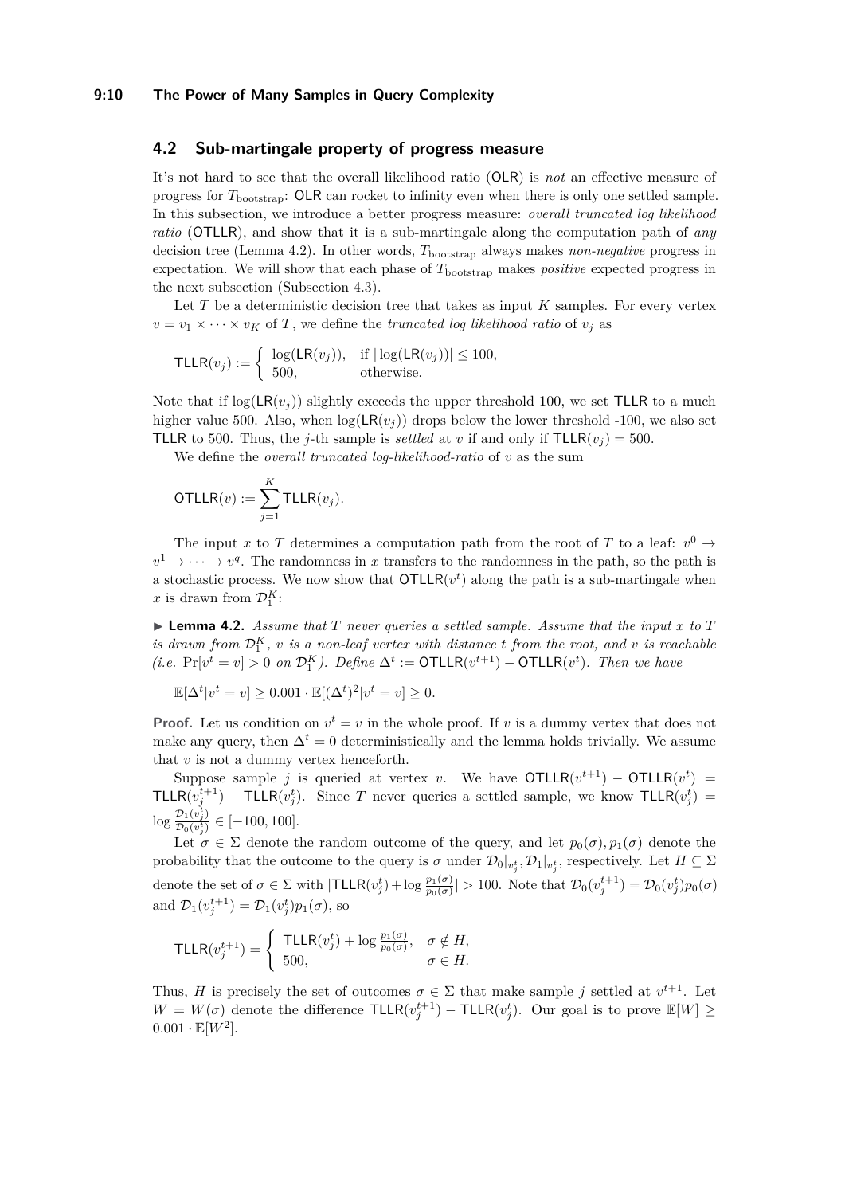## 4.2 Sub-martingale property of progress measure

It's not hard to see that the overall likelihood ratio ($\mathsf{OLR}$) is *not* an effective measure of progress for $T_{\text{bootstrap}}$: $\mathsf{OLR}$ can rocket to infinity even when there is only one settled sample. In this subsection, we introduce a better progress measure: *overall truncated log likelihood ratio* ($\mathsf{OTLLR}$), and show that it is a sub-martingale along the computation path of *any* decision tree (Lemma 4.2). In other words, $T_{\text{bootstrap}}$ always makes *non-negative* progress in expectation. We will show that each phase of $T_{\text{bootstrap}}$ makes *positive* expected progress in the next subsection (Subsection 4.3).

Let $T$ be a deterministic decision tree that takes as input $K$ samples. For every vertex $v = v_1 \times \cdots \times v_K$ of $T$, we define the *truncated log likelihood ratio* of $v_j$ as

$$\mathsf{TLLR}(v_j) := \begin{cases} \log(\mathsf{LR}(v_j)), & \text{if } |\log(\mathsf{LR}(v_j))| \le 100, \\ 500, & \text{otherwise.} \end{cases}$$

Note that if $\log(\mathsf{LR}(v_j))$ slightly exceeds the upper threshold 100, we set $\mathsf{TLLR}$ to a much higher value 500. Also, when $\log(\mathsf{LR}(v_j))$ drops below the lower threshold -100, we also set $\mathsf{TLLR}$ to 500. Thus, the $j$-th sample is *settled* at $v$ if and only if $\mathsf{TLLR}(v_j) = 500$.

We define the *overall truncated log-likelihood-ratio* of $v$ as the sum

$$\mathsf{OTLLR}(v) := \sum_{j=1}^{K} \mathsf{TLLR}(v_j).$$

The input $x$ to $T$ determines a computation path from the root of $T$ to a leaf: $v^0 \to v^1 \to \cdots \to v^q$. The randomness in $x$ transfers to the randomness in the path, so the path is a stochastic process. We now show that $\mathsf{OTLLR}(v^t)$ along the path is a sub-martingale when $x$ is drawn from $\mathcal{D}_1^K$:

▶ **Lemma 4.2.** *Assume that $T$ never queries a settled sample. Assume that the input $x$ to $T$ is drawn from $\mathcal{D}_1^K$, $v$ is a non-leaf vertex with distance $t$ from the root, and $v$ is reachable (i.e. $\Pr[v^t = v] > 0$ on $\mathcal{D}_1^K$). Define $\Delta^t := \mathsf{OTLLR}(v^{t+1}) - \mathsf{OTLLR}(v^t)$. Then we have*

$$\mathbb{E}[\Delta^t | v^t = v] \ge 0.001 \cdot \mathbb{E}[(\Delta^t)^2 | v^t = v] \ge 0.$$

**Proof.** Let us condition on $v^t = v$ in the whole proof. If $v$ is a dummy vertex that does not make any query, then $\Delta^t = 0$ deterministically and the lemma holds trivially. We assume that $v$ is not a dummy vertex henceforth.

Suppose sample $j$ is queried at vertex $v$. We have $\mathsf{OTLLR}(v^{t+1}) - \mathsf{OTLLR}(v^t) = \mathsf{TLLR}(v_j^{t+1}) - \mathsf{TLLR}(v_j^t)$. Since $T$ never queries a settled sample, we know $\mathsf{TLLR}(v_j^t) = \log \frac{\mathcal{D}_1(v_j^t)}{\mathcal{D}_0(v_j^t)} \in [-100, 100]$.

Let $\sigma \in \Sigma$ denote the random outcome of the query, and let $p_0(\sigma), p_1(\sigma)$ denote the probability that the outcome to the query is $\sigma$ under $\mathcal{D}_0|_{v_j^t}, \mathcal{D}_1|_{v_j^t}$, respectively. Let $H \subseteq \Sigma$ denote the set of $\sigma \in \Sigma$ with $|\mathsf{TLLR}(v_j^t) + \log \frac{p_1(\sigma)}{p_0(\sigma)}| > 100$. Note that $\mathcal{D}_0(v_j^{t+1}) = \mathcal{D}_0(v_j^t)p_0(\sigma)$ and $\mathcal{D}_1(v_j^{t+1}) = \mathcal{D}_1(v_j^t)p_1(\sigma)$, so

$$\mathsf{TLLR}(v_j^{t+1}) = \begin{cases} \mathsf{TLLR}(v_j^t) + \log \frac{p_1(\sigma)}{p_0(\sigma)}, & \sigma \notin H, \\ 500, & \sigma \in H. \end{cases}$$

Thus, $H$ is precisely the set of outcomes $\sigma \in \Sigma$ that make sample $j$ settled at $v^{t+1}$. Let $W = W(\sigma)$ denote the difference $\mathsf{TLLR}(v_j^{t+1}) - \mathsf{TLLR}(v_j^t)$. Our goal is to prove $\mathbb{E}[W] \ge 0.001 \cdot \mathbb{E}[W^2]$.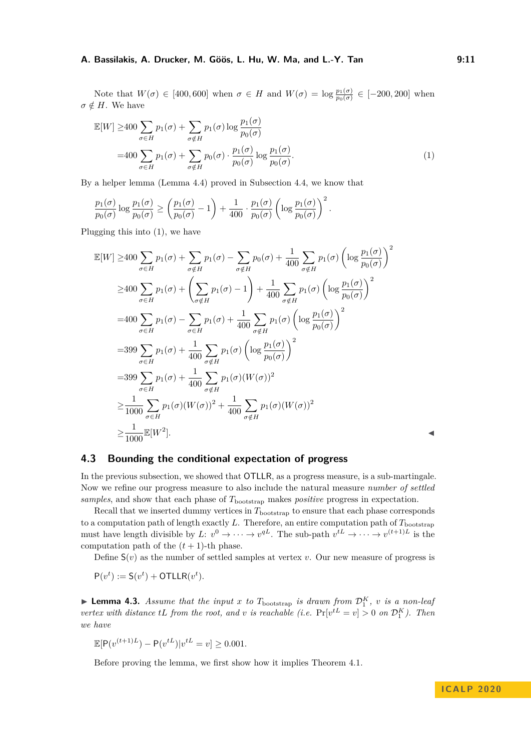Note that $W(\sigma) \in [400, 600]$ when $\sigma \in H$ and $W(\sigma) = \log \frac{p_1(\sigma)}{p_0(\sigma)} \in [-200, 200]$ when $\sigma \notin H$. We have

$$
\begin{aligned}
\mathbb{E}[W] \geq& 400 \sum_{\sigma \in H} p_1(\sigma) + \sum_{\sigma \notin H} p_1(\sigma) \log \frac{p_1(\sigma)}{p_0(\sigma)} \\
=& 400 \sum_{\sigma \in H} p_1(\sigma) + \sum_{\sigma \notin H} p_0(\sigma) \cdot \frac{p_1(\sigma)}{p_0(\sigma)} \log \frac{p_1(\sigma)}{p_0(\sigma)}. \qquad (1)
\end{aligned}
$$

By a helper lemma (Lemma 4.4) proved in Subsection 4.4, we know that

$$
\frac{p_1(\sigma)}{p_0(\sigma)} \log \frac{p_1(\sigma)}{p_0(\sigma)} \geq \left(\frac{p_1(\sigma)}{p_0(\sigma)} - 1\right) + \frac{1}{400} \cdot \frac{p_1(\sigma)}{p_0(\sigma)} \left(\log \frac{p_1(\sigma)}{p_0(\sigma)}\right)^2.
$$

Plugging this into (1), we have

$$
\begin{aligned}
\mathbb{E}[W] \geq& 400 \sum_{\sigma \in H} p_1(\sigma) + \sum_{\sigma \notin H} p_1(\sigma) - \sum_{\sigma \notin H} p_0(\sigma) + \frac{1}{400} \sum_{\sigma \notin H} p_1(\sigma) \left(\log \frac{p_1(\sigma)}{p_0(\sigma)}\right)^2 \\
\geq& 400 \sum_{\sigma \in H} p_1(\sigma) + \left(\sum_{\sigma \notin H} p_1(\sigma) - 1\right) + \frac{1}{400} \sum_{\sigma \notin H} p_1(\sigma) \left(\log \frac{p_1(\sigma)}{p_0(\sigma)}\right)^2 \\
=& 400 \sum_{\sigma \in H} p_1(\sigma) - \sum_{\sigma \in H} p_1(\sigma) + \frac{1}{400} \sum_{\sigma \notin H} p_1(\sigma) \left(\log \frac{p_1(\sigma)}{p_0(\sigma)}\right)^2 \\
=& 399 \sum_{\sigma \in H} p_1(\sigma) + \frac{1}{400} \sum_{\sigma \notin H} p_1(\sigma) \left(\log \frac{p_1(\sigma)}{p_0(\sigma)}\right)^2 \\
=& 399 \sum_{\sigma \in H} p_1(\sigma) + \frac{1}{400} \sum_{\sigma \notin H} p_1(\sigma) (W(\sigma))^2 \\
\geq& \frac{1}{1000} \sum_{\sigma \in H} p_1(\sigma) (W(\sigma))^2 + \frac{1}{400} \sum_{\sigma \notin H} p_1(\sigma) (W(\sigma))^2 \\
\geq& \frac{1}{1000} \mathbb{E}[W^2].
\end{aligned}
$$

◀

## 4.3 Bounding the conditional expectation of progress

In the previous subsection, we showed that OTLLR, as a progress measure, is a sub-martingale. Now we refine our progress measure to also include the natural measure *number of settled samples*, and show that each phase of $T_{\text{bootstrap}}$ makes *positive* progress in expectation.

Recall that we inserted dummy vertices in $T_{\text{bootstrap}}$ to ensure that each phase corresponds to a computation path of length exactly $L$. Therefore, an entire computation path of $T_{\text{bootstrap}}$ must have length divisible by $L$: $v^0 \to \cdots \to v^{qL}$. The sub-path $v^{tL} \to \cdots \to v^{(t+1)L}$ is the computation path of the $(t+1)$-th phase.

Define $\mathsf{S}(v)$ as the number of settled samples at vertex $v$. Our new measure of progress is

$$
\mathsf{P}(v^t) := \mathsf{S}(v^t) + \mathsf{OTLLR}(v^t).
$$

▶ **Lemma 4.3.** *Assume that the input $x$ to $T_{\text{bootstrap}}$ is drawn from $\mathcal{D}_1^K$, $v$ is a non-leaf vertex with distance $tL$ from the root, and $v$ is reachable (i.e. $\Pr[v^{tL} = v] > 0$ on $\mathcal{D}_1^K$). Then we have*

$$
\mathbb{E}[\mathsf{P}(v^{(t+1)L}) - \mathsf{P}(v^{tL}) | v^{tL} = v] \geq 0.001.
$$

Before proving the lemma, we first show how it implies Theorem 4.1.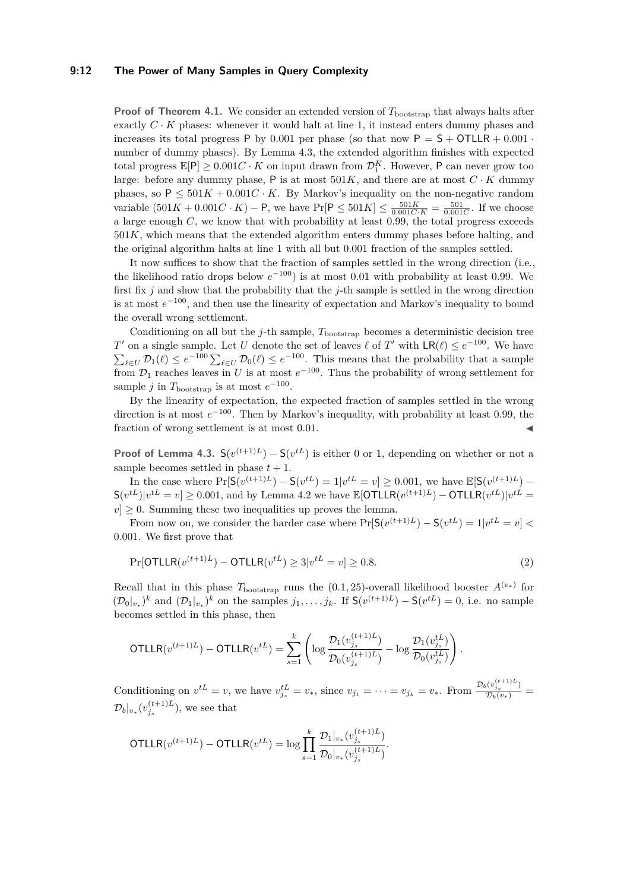**Proof of Theorem 4.1.** We consider an extended version of $T_{\text{bootstrap}}$ that always halts after exactly $C \cdot K$ phases: whenever it would halt at line 1, it instead enters dummy phases and increases its total progress $\mathsf{P}$ by 0.001 per phase (so that now $\mathsf{P} = \mathsf{S} + \mathsf{OTLLR} + 0.001 \cdot$ number of dummy phases). By Lemma 4.3, the extended algorithm finishes with expected total progress $\mathbb{E}[\mathsf{P}] \geq 0.001C \cdot K$ on input drawn from $\mathcal{D}_1^K$. However, $\mathsf{P}$ can never grow too large: before any dummy phase, $\mathsf{P}$ is at most $501K$, and there are at most $C \cdot K$ dummy phases, so $\mathsf{P} \leq 501K + 0.001C \cdot K$. By Markov's inequality on the non-negative random variable $(501K + 0.001C \cdot K) - \mathsf{P}$, we have $\Pr[\mathsf{P} \leq 501K] \leq \frac{501K}{0.001C \cdot K} = \frac{501}{0.001C}$. If we choose a large enough $C$, we know that with probability at least 0.99, the total progress exceeds $501K$, which means that the extended algorithm enters dummy phases before halting, and the original algorithm halts at line 1 with all but 0.001 fraction of the samples settled.

It now suffices to show that the fraction of samples settled in the wrong direction (i.e., the likelihood ratio drops below $e^{-100}$) is at most 0.01 with probability at least 0.99. We first fix $j$ and show that the probability that the $j$-th sample is settled in the wrong direction is at most $e^{-100}$, and then use the linearity of expectation and Markov's inequality to bound the overall wrong settlement.

Conditioning on all but the $j$-th sample, $T_{\text{bootstrap}}$ becomes a deterministic decision tree $T'$ on a single sample. Let $U$ denote the set of leaves $\ell$ of $T'$ with $\mathsf{LR}(\ell) \leq e^{-100}$. We have $\sum_{\ell \in U} \mathcal{D}_1(\ell) \leq e^{-100} \sum_{\ell \in U} \mathcal{D}_0(\ell) \leq e^{-100}$. This means that the probability that a sample from $\mathcal{D}_1$ reaches leaves in $U$ is at most $e^{-100}$. Thus the probability of wrong settlement for sample $j$ in $T_{\text{bootstrap}}$ is at most $e^{-100}$.

By the linearity of expectation, the expected fraction of samples settled in the wrong direction is at most $e^{-100}$. Then by Markov's inequality, with probability at least 0.99, the fraction of wrong settlement is at most 0.01. ◀

**Proof of Lemma 4.3.** $\mathsf{S}(v^{(t+1)L}) - \mathsf{S}(v^{tL})$ is either 0 or 1, depending on whether or not a sample becomes settled in phase $t+1$.

In the case where $\Pr[\mathsf{S}(v^{(t+1)L}) - \mathsf{S}(v^{tL}) = 1 | v^{tL} = v] \geq 0.001$, we have $\mathbb{E}[\mathsf{S}(v^{(t+1)L}) - \mathsf{S}(v^{tL}) | v^{tL} = v] \geq 0.001$, and by Lemma 4.2 we have $\mathbb{E}[\mathsf{OTLLR}(v^{(t+1)L}) - \mathsf{OTLLR}(v^{tL}) | v^{tL} = v] \geq 0$. Summing these two inequalities up proves the lemma.

From now on, we consider the harder case where $\Pr[\mathsf{S}(v^{(t+1)L}) - \mathsf{S}(v^{tL}) = 1 | v^{tL} = v] < 0.001$. We first prove that

$$\Pr[\mathsf{OTLLR}(v^{(t+1)L}) - \mathsf{OTLLR}(v^{tL}) \geq 3 | v^{tL} = v] \geq 0.8. \tag{2}$$

Recall that in this phase $T_{\text{bootstrap}}$ runs the $(0.1, 25)$-overall likelihood booster $A^{(v_*)}$ for $(\mathcal{D}_0|_{v_*})^k$ and $(\mathcal{D}_1|_{v_*})^k$ on the samples $j_1, \ldots, j_k$. If $\mathsf{S}(v^{(t+1)L}) - \mathsf{S}(v^{tL}) = 0$, i.e. no sample becomes settled in this phase, then

$$\mathsf{OTLLR}(v^{(t+1)L}) - \mathsf{OTLLR}(v^{tL}) = \sum_{s=1}^{k} \left( \log \frac{\mathcal{D}_1(v_{j_s}^{(t+1)L})}{\mathcal{D}_0(v_{j_s}^{(t+1)L})} - \log \frac{\mathcal{D}_1(v_{j_s}^{tL})}{\mathcal{D}_0(v_{j_s}^{tL})} \right).$$

Conditioning on $v^{tL} = v$, we have $v_{j_s}^{tL} = v_*$, since $v_{j_1} = \cdots = v_{j_k} = v_*$. From $\frac{\mathcal{D}_b(v_{j_s}^{(t+1)L})}{\mathcal{D}_b(v_*)} = \mathcal{D}_b|_{v_*}(v_{j_s}^{(t+1)L})$, we see that

$$\mathsf{OTLLR}(v^{(t+1)L}) - \mathsf{OTLLR}(v^{tL}) = \log \prod_{s=1}^{k} \frac{\mathcal{D}_1|_{v_*}(v_{j_s}^{(t+1)L})}{\mathcal{D}_0|_{v_*}(v_{j_s}^{(t+1)L})}.$$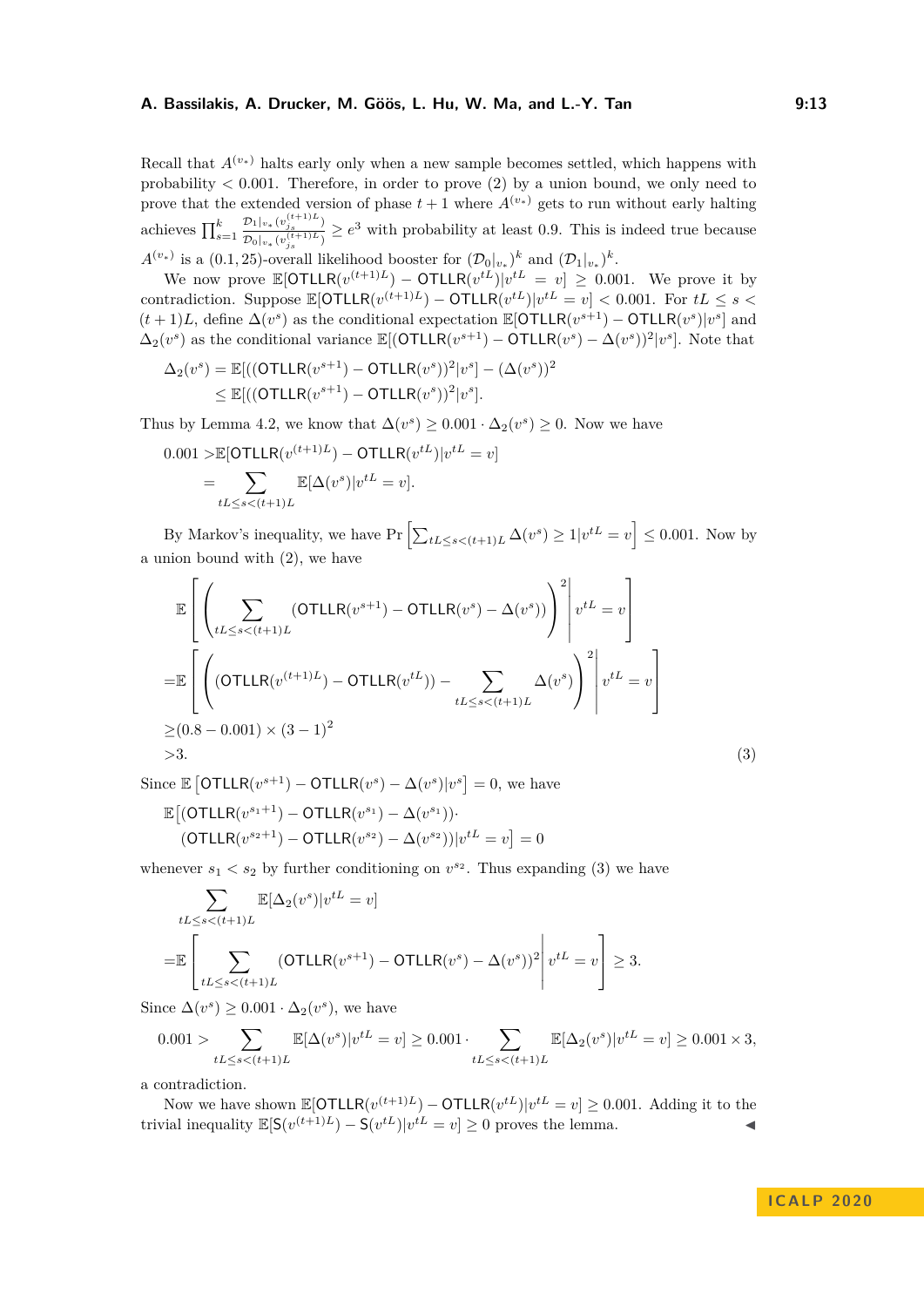Recall that $A^{(v_*)}$ halts early only when a new sample becomes settled, which happens with probability $< 0.001$. Therefore, in order to prove (2) by a union bound, we only need to prove that the extended version of phase $t+1$ where $A^{(v_*)}$ gets to run without early halting achieves $\prod_{s=1}^{k} \frac{\mathcal{D}_1|_{v_*}(v_{j_s}^{(t+1)L})}{\mathcal{D}_0|_{v_*}(v_{j_s}^{(t+1)L})} \geq e^3$ with probability at least 0.9. This is indeed true because $A^{(v_*)}$ is a $(0.1, 25)$-overall likelihood booster for $(\mathcal{D}_0|_{v_*})^k$ and $(\mathcal{D}_1|_{v_*})^k$.

We now prove $\mathbb{E}[\mathsf{OTLLR}(v^{(t+1)L}) - \mathsf{OTLLR}(v^{tL})|v^{tL} = v] \geq 0.001$. We prove it by contradiction. Suppose $\mathbb{E}[\mathsf{OTLLR}(v^{(t+1)L}) - \mathsf{OTLLR}(v^{tL})|v^{tL} = v] < 0.001$. For $tL \leq s < (t+1)L$, define $\Delta(v^s)$ as the conditional expectation $\mathbb{E}[\mathsf{OTLLR}(v^{s+1}) - \mathsf{OTLLR}(v^s)|v^s]$ and $\Delta_2(v^s)$ as the conditional variance $\mathbb{E}[(\mathsf{OTLLR}(v^{s+1}) - \mathsf{OTLLR}(v^s) - \Delta(v^s))^2|v^s]$. Note that

$$
\begin{aligned}
\Delta_2(v^s) &= \mathbb{E}[((\mathsf{OTLLR}(v^{s+1}) - \mathsf{OTLLR}(v^s))^2|v^s] - (\Delta(v^s))^2 \\
&\leq \mathbb{E}[((\mathsf{OTLLR}(v^{s+1}) - \mathsf{OTLLR}(v^s))^2|v^s].
\end{aligned}
$$

Thus by Lemma 4.2, we know that $\Delta(v^s) \geq 0.001 \cdot \Delta_2(v^s) \geq 0$. Now we have

$$
\begin{aligned}
0.001 >& \mathbb{E}[\mathsf{OTLLR}(v^{(t+1)L}) - \mathsf{OTLLR}(v^{tL})|v^{tL} = v] \\
=& \sum_{tL \leq s < (t+1)L} \mathbb{E}[\Delta(v^s)|v^{tL} = v].
\end{aligned}
$$

By Markov's inequality, we have $\Pr\left[\sum_{tL \leq s < (t+1)L} \Delta(v^s) \geq 1 | v^{tL} = v\right] \leq 0.001$. Now by a union bound with (2), we have

$$
\begin{aligned}
&\mathbb{E}\left[\left(\sum_{tL \leq s < (t+1)L} (\mathsf{OTLLR}(v^{s+1}) - \mathsf{OTLLR}(v^s) - \Delta(v^s))\right)^2 \middle| v^{tL} = v\right] \\
=&\mathbb{E}\left[\left((\mathsf{OTLLR}(v^{(t+1)L}) - \mathsf{OTLLR}(v^{tL})) - \sum_{tL \leq s < (t+1)L} \Delta(v^s)\right)^2 \middle| v^{tL} = v\right] \\
\geq& (0.8 - 0.001) \times (3-1)^2 \\
>& 3. \qquad (3)
\end{aligned}
$$

Since $\mathbb{E}\left[\mathsf{OTLLR}(v^{s+1}) - \mathsf{OTLLR}(v^s) - \Delta(v^s)|v^s\right] = 0$, we have

$$
\begin{aligned}
&\mathbb{E}\big[(\mathsf{OTLLR}(v^{s_1+1}) - \mathsf{OTLLR}(v^{s_1}) - \Delta(v^{s_1}))\cdot \\
&\quad (\mathsf{OTLLR}(v^{s_2+1}) - \mathsf{OTLLR}(v^{s_2}) - \Delta(v^{s_2}))|v^{tL} = v\big] = 0
\end{aligned}
$$

whenever $s_1 < s_2$ by further conditioning on $v^{s_2}$. Thus expanding (3) we have

$$
\begin{aligned}
&\sum_{tL \leq s < (t+1)L} \mathbb{E}[\Delta_2(v^s)|v^{tL} = v] \\
=&\mathbb{E}\left[\sum_{tL \leq s < (t+1)L} (\mathsf{OTLLR}(v^{s+1}) - \mathsf{OTLLR}(v^s) - \Delta(v^s))^2 \middle| v^{tL} = v\right] \geq 3.
\end{aligned}
$$

Since $\Delta(v^s) \geq 0.001 \cdot \Delta_2(v^s)$, we have

$$
0.001 > \sum_{tL \leq s < (t+1)L} \mathbb{E}[\Delta(v^s)|v^{tL} = v] \geq 0.001 \cdot \sum_{tL \leq s < (t+1)L} \mathbb{E}[\Delta_2(v^s)|v^{tL} = v] \geq 0.001 \times 3,
$$

a contradiction.

Now we have shown $\mathbb{E}[\mathsf{OTLLR}(v^{(t+1)L}) - \mathsf{OTLLR}(v^{tL})|v^{tL} = v] \geq 0.001$. Adding it to the trivial inequality $\mathbb{E}[\mathsf{S}(v^{(t+1)L}) - \mathsf{S}(v^{tL})|v^{tL} = v] \geq 0$ proves the lemma. ◀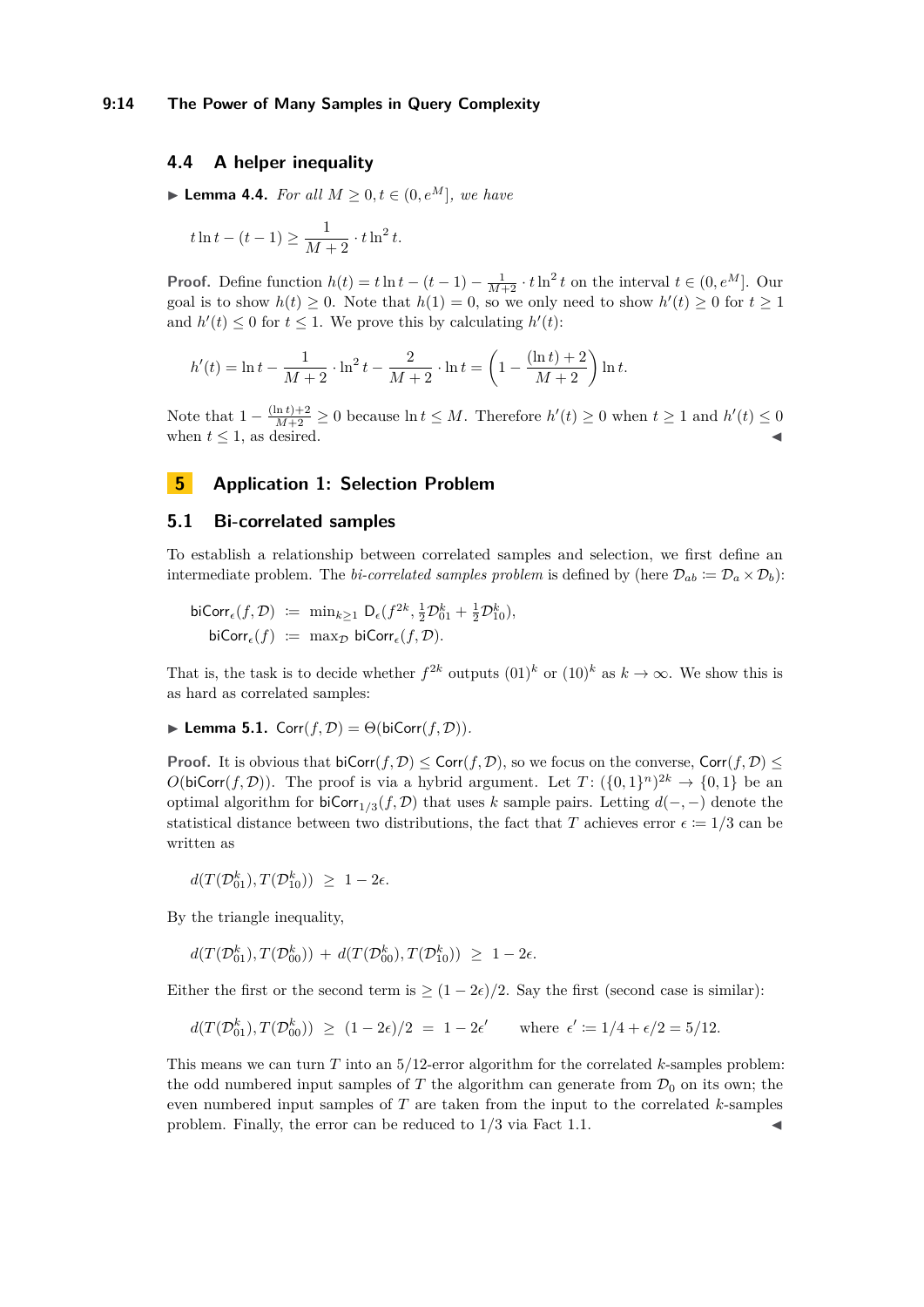### 4.4 A helper inequality

▶ **Lemma 4.4.** *For all $M \geq 0, t \in (0, e^M]$, we have*

$$t \ln t - (t-1) \geq \frac{1}{M+2} \cdot t \ln^2 t.$$

**Proof.** Define function $h(t) = t \ln t - (t-1) - \frac{1}{M+2} \cdot t \ln^2 t$ on the interval $t \in (0, e^M]$. Our goal is to show $h(t) \geq 0$. Note that $h(1) = 0$, so we only need to show $h'(t) \geq 0$ for $t \geq 1$ and $h'(t) \leq 0$ for $t \leq 1$. We prove this by calculating $h'(t)$:

$$h'(t) = \ln t - \frac{1}{M+2} \cdot \ln^2 t - \frac{2}{M+2} \cdot \ln t = \left(1 - \frac{(\ln t) + 2}{M+2}\right) \ln t.$$

Note that $1 - \frac{(\ln t)+2}{M+2} \geq 0$ because $\ln t \leq M$. Therefore $h'(t) \geq 0$ when $t \geq 1$ and $h'(t) \leq 0$ when $t \leq 1$, as desired. ◀

## 5 Application 1: Selection Problem

### 5.1 Bi-correlated samples

To establish a relationship between correlated samples and selection, we first define an intermediate problem. The *bi-correlated samples problem* is defined by (here $\mathcal{D}_{ab} \coloneqq \mathcal{D}_a \times \mathcal{D}_b$):

$$\begin{aligned} \mathsf{biCorr}_\epsilon(f, \mathcal{D}) &\coloneqq \min\nolimits_{k \geq 1} \mathsf{D}_\epsilon(f^{2k}, \tfrac{1}{2}\mathcal{D}_{01}^k + \tfrac{1}{2}\mathcal{D}_{10}^k), \\ \mathsf{biCorr}_\epsilon(f) &\coloneqq \max\nolimits_{\mathcal{D}} \mathsf{biCorr}_\epsilon(f, \mathcal{D}). \end{aligned}$$

That is, the task is to decide whether $f^{2k}$ outputs $(01)^k$ or $(10)^k$ as $k \to \infty$. We show this is as hard as correlated samples:

▶ **Lemma 5.1.** $\mathsf{Corr}(f, \mathcal{D}) = \Theta(\mathsf{biCorr}(f, \mathcal{D}))$.

**Proof.** It is obvious that $\mathsf{biCorr}(f, \mathcal{D}) \leq \mathsf{Corr}(f, \mathcal{D})$, so we focus on the converse, $\mathsf{Corr}(f, \mathcal{D}) \leq O(\mathsf{biCorr}(f, \mathcal{D}))$. The proof is via a hybrid argument. Let $T \colon (\{0,1\}^n)^{2k} \to \{0,1\}$ be an optimal algorithm for $\mathsf{biCorr}_{1/3}(f, \mathcal{D})$ that uses $k$ sample pairs. Letting $d(-,-)$ denote the statistical distance between two distributions, the fact that $T$ achieves error $\epsilon \coloneqq 1/3$ can be written as

$$d(T(\mathcal{D}_{01}^k), T(\mathcal{D}_{10}^k)) \;\geq\; 1 - 2\epsilon.$$

By the triangle inequality,

$$d(T(\mathcal{D}_{01}^k), T(\mathcal{D}_{00}^k)) \;+\; d(T(\mathcal{D}_{00}^k), T(\mathcal{D}_{10}^k)) \;\geq\; 1 - 2\epsilon.$$

Either the first or the second term is $\geq (1-2\epsilon)/2$. Say the first (second case is similar):

$$d(T(\mathcal{D}_{01}^k), T(\mathcal{D}_{00}^k)) \;\geq\; (1-2\epsilon)/2 \;=\; 1 - 2\epsilon' \qquad \text{where } \epsilon' \coloneqq 1/4 + \epsilon/2 = 5/12.$$

This means we can turn $T$ into an 5/12-error algorithm for the correlated $k$-samples problem: the odd numbered input samples of $T$ the algorithm can generate from $\mathcal{D}_0$ on its own; the even numbered input samples of $T$ are taken from the input to the correlated $k$-samples problem. Finally, the error can be reduced to 1/3 via Fact 1.1. ◀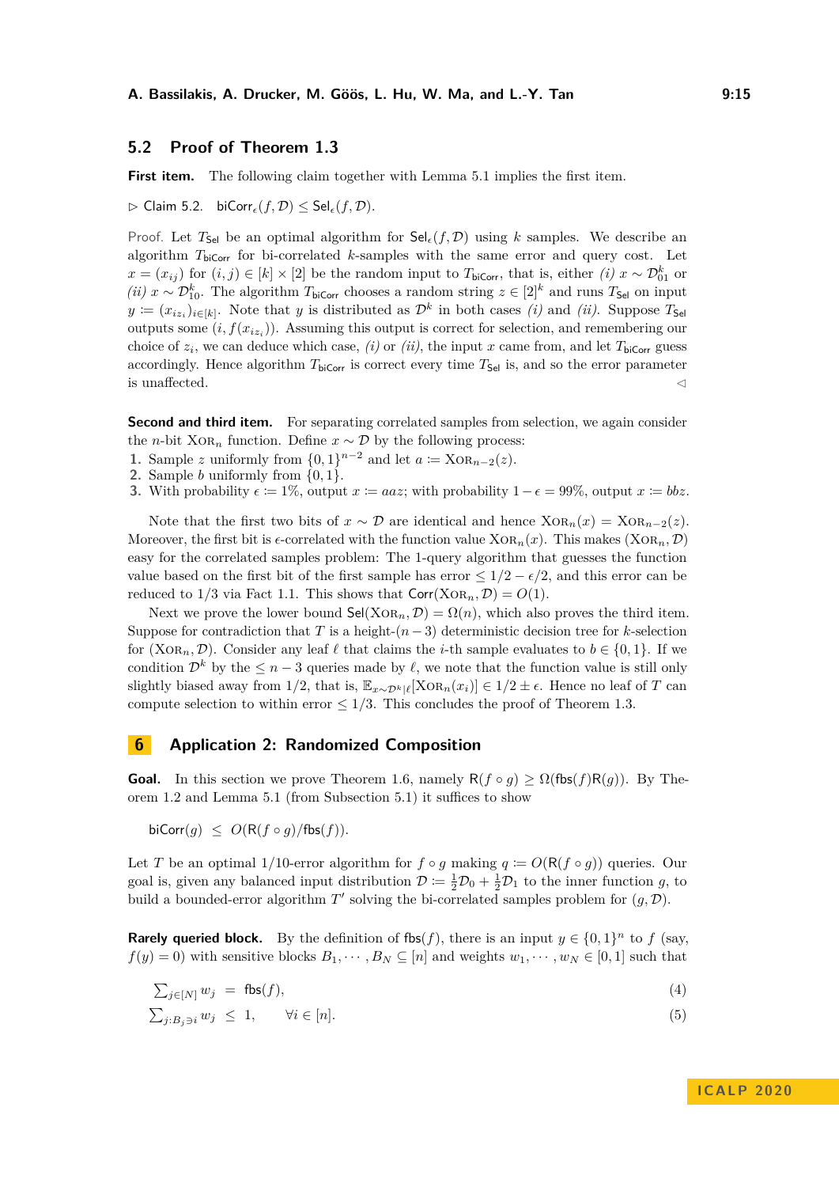## 5.2 Proof of Theorem 1.3

**First item.** The following claim together with Lemma 5.1 implies the first item.

▷ Claim 5.2. $\mathsf{biCorr}_\epsilon(f, \mathcal{D}) \le \mathsf{Sel}_\epsilon(f, \mathcal{D})$.

*Proof.* Let $T_{\mathsf{Sel}}$ be an optimal algorithm for $\mathsf{Sel}_\epsilon(f, \mathcal{D})$ using $k$ samples. We describe an algorithm $T_{\mathsf{biCorr}}$ for bi-correlated $k$-samples with the same error and query cost. Let $x = (x_{ij})$ for $(i, j) \in [k] \times [2]$ be the random input to $T_{\mathsf{biCorr}}$, that is, either *(i)* $x \sim \mathcal{D}_{01}^k$ or *(ii)* $x \sim \mathcal{D}_{10}^k$. The algorithm $T_{\mathsf{biCorr}}$ chooses a random string $z \in [2]^k$ and runs $T_{\mathsf{Sel}}$ on input $y := (x_{iz_i})_{i \in [k]}$. Note that $y$ is distributed as $\mathcal{D}^k$ in both cases *(i)* and *(ii)*. Suppose $T_{\mathsf{Sel}}$ outputs some $(i, f(x_{iz_i}))$. Assuming this output is correct for selection, and remembering our choice of $z_i$, we can deduce which case, *(i)* or *(ii)*, the input $x$ came from, and let $T_{\mathsf{biCorr}}$ guess accordingly. Hence algorithm $T_{\mathsf{biCorr}}$ is correct every time $T_{\mathsf{Sel}}$ is, and so the error parameter is unaffected. ◁

**Second and third item.** For separating correlated samples from selection, we again consider the $n$-bit $\textsc{Xor}_n$ function. Define $x \sim \mathcal{D}$ by the following process:

1. Sample $z$ uniformly from $\{0, 1\}^{n-2}$ and let $a := \textsc{Xor}_{n-2}(z)$.
2. Sample $b$ uniformly from $\{0, 1\}$.
3. With probability $\epsilon := 1\%$, output $x := aaz$; with probability $1 - \epsilon = 99\%$, output $x := bbz$.

Note that the first two bits of $x \sim \mathcal{D}$ are identical and hence $\textsc{Xor}_n(x) = \textsc{Xor}_{n-2}(z)$. Moreover, the first bit is $\epsilon$-correlated with the function value $\textsc{Xor}_n(x)$. This makes $(\textsc{Xor}_n, \mathcal{D})$ easy for the correlated samples problem: The 1-query algorithm that guesses the function value based on the first bit of the first sample has error $\le 1/2 - \epsilon/2$, and this error can be reduced to $1/3$ via Fact 1.1. This shows that $\mathsf{Corr}(\textsc{Xor}_n, \mathcal{D}) = O(1)$.

Next we prove the lower bound $\mathsf{Sel}(\textsc{Xor}_n, \mathcal{D}) = \Omega(n)$, which also proves the third item. Suppose for contradiction that $T$ is a height-$(n-3)$ deterministic decision tree for $k$-selection for $(\textsc{Xor}_n, \mathcal{D})$. Consider any leaf $\ell$ that claims the $i$-th sample evaluates to $b \in \{0, 1\}$. If we condition $\mathcal{D}^k$ by the $\le n - 3$ queries made by $\ell$, we note that the function value is still only slightly biased away from $1/2$, that is, $\mathbb{E}_{x \sim \mathcal{D}^k | \ell}[\textsc{Xor}_n(x_i)] \in 1/2 \pm \epsilon$. Hence no leaf of $T$ can compute selection to within error $\le 1/3$. This concludes the proof of Theorem 1.3.

## 6 Application 2: Randomized Composition

**Goal.** In this section we prove Theorem 1.6, namely $\mathsf{R}(f \circ g) \ge \Omega(\mathsf{fbs}(f)\mathsf{R}(g))$. By Theorem 1.2 and Lemma 5.1 (from Subsection 5.1) it suffices to show

$$\mathsf{biCorr}(g) \;\le\; O(\mathsf{R}(f \circ g)/\mathsf{fbs}(f)).$$

Let $T$ be an optimal $1/10$-error algorithm for $f \circ g$ making $q := O(\mathsf{R}(f \circ g))$ queries. Our goal is, given any balanced input distribution $\mathcal{D} := \frac{1}{2}\mathcal{D}_0 + \frac{1}{2}\mathcal{D}_1$ to the inner function $g$, to build a bounded-error algorithm $T'$ solving the bi-correlated samples problem for $(g, \mathcal{D})$.

**Rarely queried block.** By the definition of $\mathsf{fbs}(f)$, there is an input $y \in \{0, 1\}^n$ to $f$ (say, $f(y) = 0$) with sensitive blocks $B_1, \cdots, B_N \subseteq [n]$ and weights $w_1, \cdots, w_N \in [0, 1]$ such that

$$\textstyle\sum_{j \in [N]} w_j \;=\; \mathsf{fbs}(f), \tag{4}$$

$$\textstyle\sum_{j : B_j \ni i} w_j \;\le\; 1, \qquad \forall i \in [n]. \tag{5}$$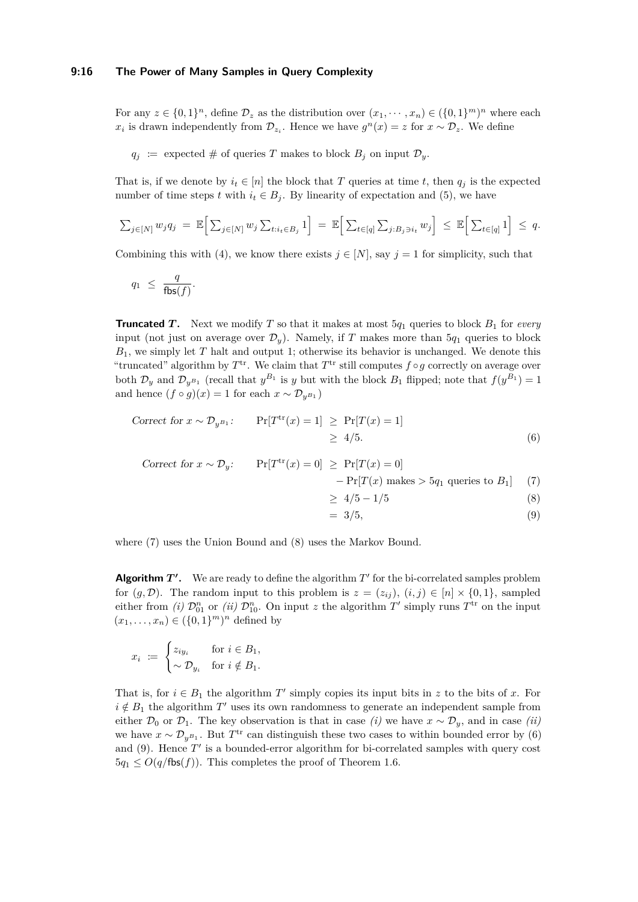For any $z \in \{0,1\}^n$, define $\mathcal{D}_z$ as the distribution over $(x_1, \cdots, x_n) \in (\{0,1\}^m)^n$ where each $x_i$ is drawn independently from $\mathcal{D}_{z_i}$. Hence we have $g^n(x) = z$ for $x \sim \mathcal{D}_z$. We define

$$q_j \;:=\; \text{expected \# of queries } T \text{ makes to block } B_j \text{ on input } \mathcal{D}_y.$$

That is, if we denote by $i_t \in [n]$ the block that $T$ queries at time $t$, then $q_j$ is the expected number of time steps $t$ with $i_t \in B_j$. By linearity of expectation and (5), we have

$$\textstyle\sum_{j\in[N]} w_j q_j \;=\; \mathbb{E}\Big[\sum_{j\in[N]} w_j \sum_{t: i_t \in B_j} 1\Big] \;=\; \mathbb{E}\Big[\sum_{t\in[q]} \sum_{j: B_j \ni i_t} w_j\Big] \;\leq\; \mathbb{E}\Big[\sum_{t\in[q]} 1\Big] \;\leq\; q.$$

Combining this with (4), we know there exists $j \in [N]$, say $j = 1$ for simplicity, such that

$$q_1 \;\leq\; \frac{q}{\mathsf{fbs}(f)}.$$

**Truncated $T$.** Next we modify $T$ so that it makes at most $5q_1$ queries to block $B_1$ for *every* input (not just on average over $\mathcal{D}_y$). Namely, if $T$ makes more than $5q_1$ queries to block $B_1$, we simply let $T$ halt and output 1; otherwise its behavior is unchanged. We denote this "truncated" algorithm by $T^{\text{tr}}$. We claim that $T^{\text{tr}}$ still computes $f \circ g$ correctly on average over both $\mathcal{D}_y$ and $\mathcal{D}_{y^{B_1}}$ (recall that $y^{B_1}$ is $y$ but with the block $B_1$ flipped; note that $f(y^{B_1}) = 1$ and hence $(f \circ g)(x) = 1$ for each $x \sim \mathcal{D}_{y^{B_1}}$)

$$\begin{aligned}
\textit{Correct for } x \sim \mathcal{D}_{y^{B_1}}: \qquad \Pr[T^{\text{tr}}(x) = 1] \;&\geq\; \Pr[T(x) = 1] \\
&\geq\; 4/5. &(6)
\end{aligned}$$

$$\begin{aligned}
\textit{Correct for } x \sim \mathcal{D}_y: \qquad \Pr[T^{\text{tr}}(x) = 0] \;&\geq\; \Pr[T(x) = 0] \\
&\quad - \Pr[T(x) \text{ makes} > 5q_1 \text{ queries to } B_1] &(7)\\
&\geq\; 4/5 - 1/5 &(8)\\
&=\; 3/5, &(9)
\end{aligned}$$

where (7) uses the Union Bound and (8) uses the Markov Bound.

**Algorithm $T'$.** We are ready to define the algorithm $T'$ for the bi-correlated samples problem for $(g, \mathcal{D})$. The random input to this problem is $z = (z_{ij})$, $(i,j) \in [n] \times \{0,1\}$, sampled either from *(i)* $\mathcal{D}_{01}^n$ or *(ii)* $\mathcal{D}_{10}^n$. On input $z$ the algorithm $T'$ simply runs $T^{\text{tr}}$ on the input $(x_1, \ldots, x_n) \in (\{0,1\}^m)^n$ defined by

$$x_i \;:=\; \begin{cases} z_{iy_i} & \text{for } i \in B_1, \\ \sim \mathcal{D}_{y_i} & \text{for } i \notin B_1. \end{cases}$$

That is, for $i \in B_1$ the algorithm $T'$ simply copies its input bits in $z$ to the bits of $x$. For $i \notin B_1$ the algorithm $T'$ uses its own randomness to generate an independent sample from either $\mathcal{D}_0$ or $\mathcal{D}_1$. The key observation is that in case *(i)* we have $x \sim \mathcal{D}_y$, and in case *(ii)* we have $x \sim \mathcal{D}_{y^{B_1}}$. But $T^{\text{tr}}$ can distinguish these two cases to within bounded error by (6) and (9). Hence $T'$ is a bounded-error algorithm for bi-correlated samples with query cost $5q_1 \leq O(q/\mathsf{fbs}(f))$. This completes the proof of Theorem 1.6.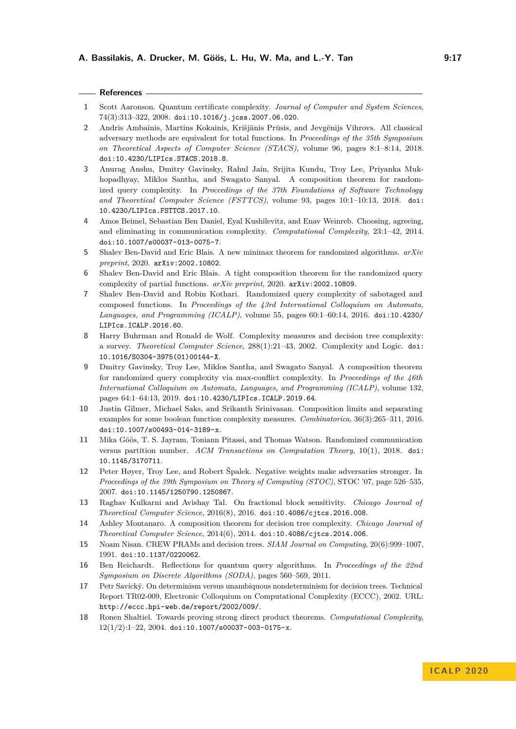## References

1. Scott Aaronson. Quantum certificate complexity. *Journal of Computer and System Sciences*, 74(3):313–322, 2008. doi:10.1016/j.jcss.2007.06.020.
2. Andris Ambainis, Martins Kokainis, Krišjānis Prūsis, and Jevgēnijs Vihrovs. All classical adversary methods are equivalent for total functions. In *Proceedings of the 35th Symposium on Theoretical Aspects of Computer Science (STACS)*, volume 96, pages 8:1–8:14, 2018. doi:10.4230/LIPIcs.STACS.2018.8.
3. Anurag Anshu, Dmitry Gavinsky, Rahul Jain, Srijita Kundu, Troy Lee, Priyanka Mukhopadhyay, Miklos Santha, and Swagato Sanyal. A composition theorem for randomized query complexity. In *Proceedings of the 37th Foundations of Software Technology and Theoretical Computer Science (FSTTCS)*, volume 93, pages 10:1–10:13, 2018. doi:10.4230/LIPIcs.FSTTCS.2017.10.
4. Amos Beimel, Sebastian Ben Daniel, Eyal Kushilevitz, and Enav Weinreb. Choosing, agreeing, and eliminating in communication complexity. *Computational Complexity*, 23:1–42, 2014. doi:10.1007/s00037-013-0075-7.
5. Shalev Ben-David and Eric Blais. A new minimax theorem for randomized algorithms. *arXiv preprint*, 2020. arXiv:2002.10802.
6. Shalev Ben-David and Eric Blais. A tight composition theorem for the randomized query complexity of partial functions. *arXiv preprint*, 2020. arXiv:2002.10809.
7. Shalev Ben-David and Robin Kothari. Randomized query complexity of sabotaged and composed functions. In *Proceedings of the 43rd International Colloquium on Automata, Languages, and Programming (ICALP)*, volume 55, pages 60:1–60:14, 2016. doi:10.4230/LIPIcs.ICALP.2016.60.
8. Harry Buhrman and Ronald de Wolf. Complexity measures and decision tree complexity: a survey. *Theoretical Computer Science*, 288(1):21–43, 2002. Complexity and Logic. doi:10.1016/S0304-3975(01)00144-X.
9. Dmitry Gavinsky, Troy Lee, Miklos Santha, and Swagato Sanyal. A composition theorem for randomized query complexity via max-conflict complexity. In *Proceedings of the 46th International Colloquium on Automata, Languages, and Programming (ICALP)*, volume 132, pages 64:1–64:13, 2019. doi:10.4230/LIPIcs.ICALP.2019.64.
10. Justin Gilmer, Michael Saks, and Srikanth Srinivasan. Composition limits and separating examples for some boolean function complexity measures. *Combinatorica*, 36(3):265–311, 2016. doi:10.1007/s00493-014-3189-x.
11. Mika Göös, T. S. Jayram, Toniann Pitassi, and Thomas Watson. Randomized communication versus partition number. *ACM Transactions on Computation Theory*, 10(1), 2018. doi:10.1145/3170711.
12. Peter Høyer, Troy Lee, and Robert Špalek. Negative weights make adversaries stronger. In *Proceedings of the 39th Symposium on Theory of Computing (STOC)*, STOC '07, page 526–535, 2007. doi:10.1145/1250790.1250867.
13. Raghav Kulkarni and Avishay Tal. On fractional block sensitivity. *Chicago Journal of Theoretical Computer Science*, 2016(8), 2016. doi:10.4086/cjtcs.2016.008.
14. Ashley Montanaro. A composition theorem for decision tree complexity. *Chicago Journal of Theoretical Computer Science*, 2014(6), 2014. doi:10.4086/cjtcs.2014.006.
15. Noam Nisan. CREW PRAMs and decision trees. *SIAM Journal on Computing*, 20(6):999–1007, 1991. doi:10.1137/0220062.
16. Ben Reichardt. Reflections for quantum query algorithms. In *Proceedings of the 22nd Symposium on Discrete Algorithms (SODA)*, pages 560–569, 2011.
17. Petr Savický. On determinism versus unambiquous nondeterminism for decision trees. Technical Report TR02-009, Electronic Colloquium on Computational Complexity (ECCC), 2002. URL: http://eccc.hpi-web.de/report/2002/009/.
18. Ronen Shaltiel. Towards proving strong direct product theorems. *Computational Complexity*, 12(1/2):1–22, 2004. doi:10.1007/s00037-003-0175-x.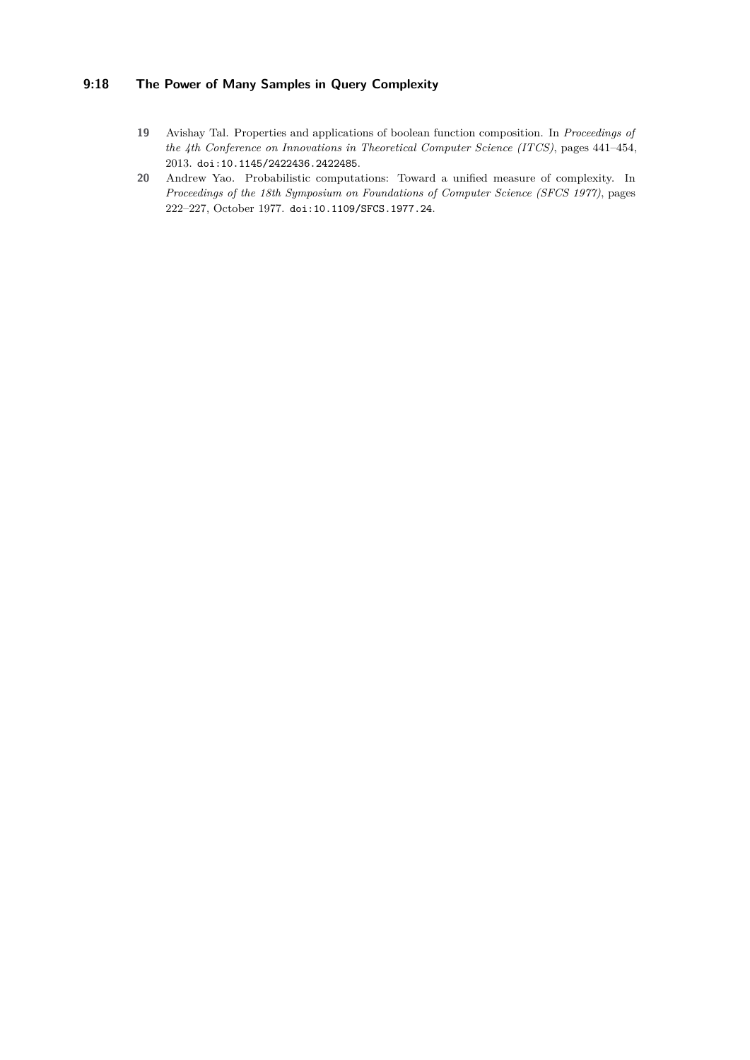19 Avishay Tal. Properties and applications of boolean function composition. In *Proceedings of the 4th Conference on Innovations in Theoretical Computer Science (ITCS)*, pages 441–454, 2013. doi:10.1145/2422436.2422485.

20 Andrew Yao. Probabilistic computations: Toward a unified measure of complexity. In *Proceedings of the 18th Symposium on Foundations of Computer Science (SFCS 1977)*, pages 222–227, October 1977. doi:10.1109/SFCS.1977.24.